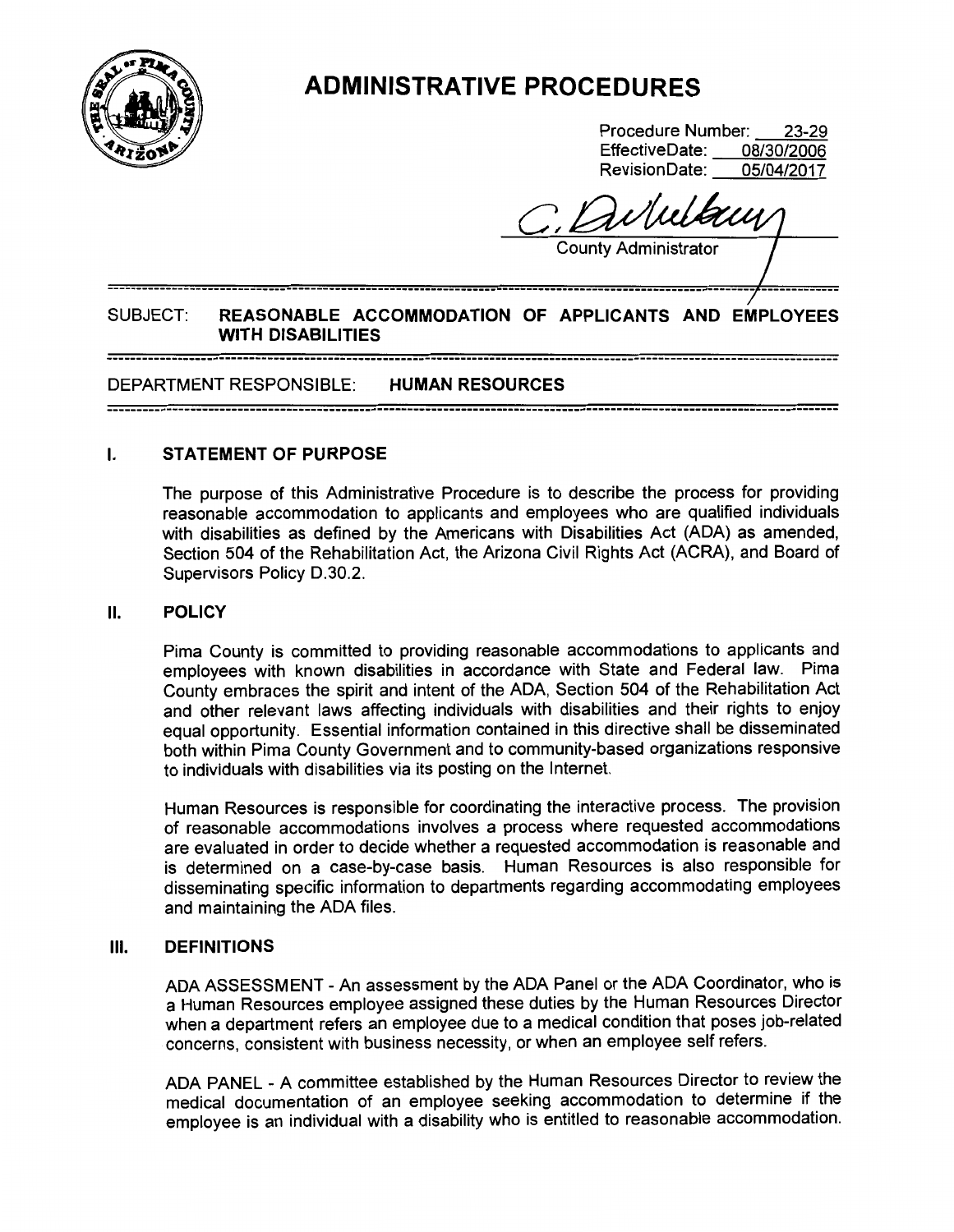# ADMINISTRATIVE PROCEDURES

Procedure Number: 23-29
EffectiveDate: 08/30/2006
RevisionDate: 05/04/2017

C. Duhelberry
County Administrator

---

SUBJECT: **REASONABLE ACCOMMODATION OF APPLICANTS AND EMPLOYEES WITH DISABILITIES**

---

DEPARTMENT RESPONSIBLE: **HUMAN RESOURCES**

---

## I. STATEMENT OF PURPOSE

The purpose of this Administrative Procedure is to describe the process for providing reasonable accommodation to applicants and employees who are qualified individuals with disabilities as defined by the Americans with Disabilities Act (ADA) as amended, Section 504 of the Rehabilitation Act, the Arizona Civil Rights Act (ACRA), and Board of Supervisors Policy D.30.2.

## II. POLICY

Pima County is committed to providing reasonable accommodations to applicants and employees with known disabilities in accordance with State and Federal law. Pima County embraces the spirit and intent of the ADA, Section 504 of the Rehabilitation Act and other relevant laws affecting individuals with disabilities and their rights to enjoy equal opportunity. Essential information contained in this directive shall be disseminated both within Pima County Government and to community-based organizations responsive to individuals with disabilities via its posting on the Internet.

Human Resources is responsible for coordinating the interactive process. The provision of reasonable accommodations involves a process where requested accommodations are evaluated in order to decide whether a requested accommodation is reasonable and is determined on a case-by-case basis. Human Resources is also responsible for disseminating specific information to departments regarding accommodating employees and maintaining the ADA files.

## III. DEFINITIONS

ADA ASSESSMENT - An assessment by the ADA Panel or the ADA Coordinator, who is a Human Resources employee assigned these duties by the Human Resources Director when a department refers an employee due to a medical condition that poses job-related concerns, consistent with business necessity, or when an employee self refers.

ADA PANEL - A committee established by the Human Resources Director to review the medical documentation of an employee seeking accommodation to determine if the employee is an individual with a disability who is entitled to reasonable accommodation.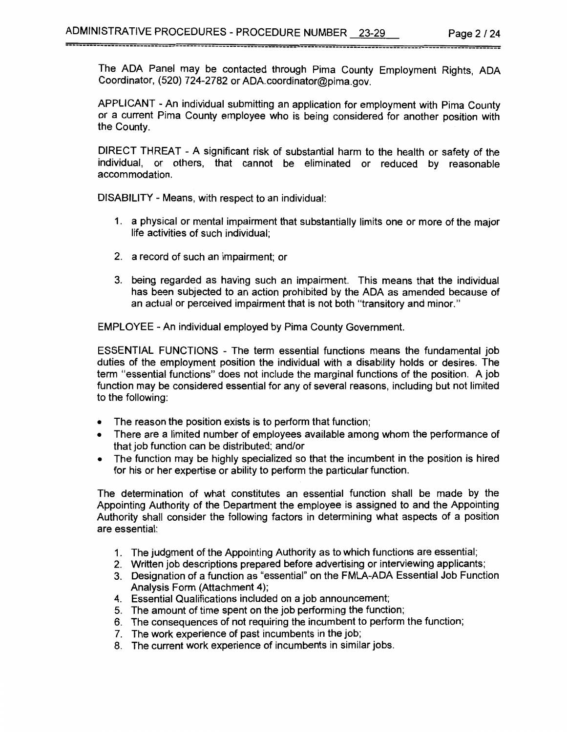The ADA Panel may be contacted through Pima County Employment Rights, ADA Coordinator, (520) 724-2782 or ADA.coordinator@pima.gov.

APPLICANT - An individual submitting an application for employment with Pima County or a current Pima County employee who is being considered for another position with the County.

DIRECT THREAT - A significant risk of substantial harm to the health or safety of the individual, or others, that cannot be eliminated or reduced by reasonable accommodation.

DISABILITY - Means, with respect to an individual:

1. a physical or mental impairment that substantially limits one or more of the major life activities of such individual;

2. a record of such an impairment; or

3. being regarded as having such an impairment. This means that the individual has been subjected to an action prohibited by the ADA as amended because of an actual or perceived impairment that is not both "transitory and minor."

EMPLOYEE - An individual employed by Pima County Government.

ESSENTIAL FUNCTIONS - The term essential functions means the fundamental job duties of the employment position the individual with a disability holds or desires. The term "essential functions" does not include the marginal functions of the position. A job function may be considered essential for any of several reasons, including but not limited to the following:

- The reason the position exists is to perform that function;
- There are a limited number of employees available among whom the performance of that job function can be distributed; and/or
- The function may be highly specialized so that the incumbent in the position is hired for his or her expertise or ability to perform the particular function.

The determination of what constitutes an essential function shall be made by the Appointing Authority of the Department the employee is assigned to and the Appointing Authority shall consider the following factors in determining what aspects of a position are essential:

1. The judgment of the Appointing Authority as to which functions are essential;
2. Written job descriptions prepared before advertising or interviewing applicants;
3. Designation of a function as "essential" on the FMLA-ADA Essential Job Function Analysis Form (Attachment 4);
4. Essential Qualifications included on a job announcement;
5. The amount of time spent on the job performing the function;
6. The consequences of not requiring the incumbent to perform the function;
7. The work experience of past incumbents in the job;
8. The current work experience of incumbents in similar jobs.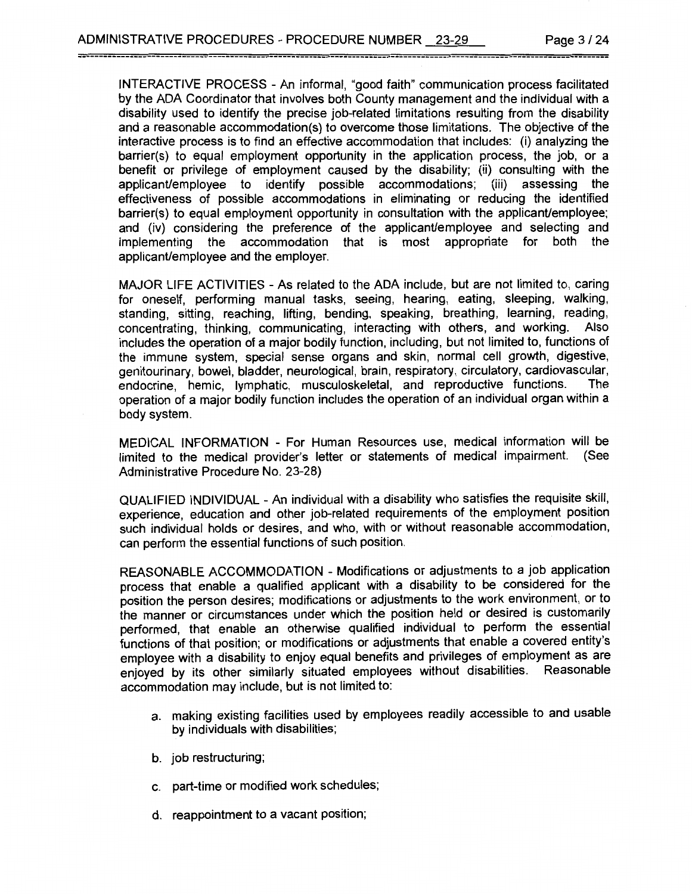INTERACTIVE PROCESS - An informal, "good faith" communication process facilitated by the ADA Coordinator that involves both County management and the individual with a disability used to identify the precise job-related limitations resulting from the disability and a reasonable accommodation(s) to overcome those limitations. The objective of the interactive process is to find an effective accommodation that includes: (i) analyzing the barrier(s) to equal employment opportunity in the application process, the job, or a benefit or privilege of employment caused by the disability; (ii) consulting with the applicant/employee to identify possible accommodations; (iii) assessing the effectiveness of possible accommodations in eliminating or reducing the identified barrier(s) to equal employment opportunity in consultation with the applicant/employee; and (iv) considering the preference of the applicant/employee and selecting and implementing the accommodation that is most appropriate for both the applicant/employee and the employer.

MAJOR LIFE ACTIVITIES - As related to the ADA include, but are not limited to, caring for oneself, performing manual tasks, seeing, hearing, eating, sleeping, walking, standing, sitting, reaching, lifting, bending, speaking, breathing, learning, reading, concentrating, thinking, communicating, interacting with others, and working. Also includes the operation of a major bodily function, including, but not limited to, functions of the immune system, special sense organs and skin, normal cell growth, digestive, genitourinary, bowel, bladder, neurological, brain, respiratory, circulatory, cardiovascular, endocrine, hemic, lymphatic, musculoskeletal, and reproductive functions. The operation of a major bodily function includes the operation of an individual organ within a body system.

MEDICAL INFORMATION - For Human Resources use, medical information will be limited to the medical provider's letter or statements of medical impairment. (See Administrative Procedure No. 23-28)

QUALIFIED INDIVIDUAL - An individual with a disability who satisfies the requisite skill, experience, education and other job-related requirements of the employment position such individual holds or desires, and who, with or without reasonable accommodation, can perform the essential functions of such position.

REASONABLE ACCOMMODATION - Modifications or adjustments to a job application process that enable a qualified applicant with a disability to be considered for the position the person desires; modifications or adjustments to the work environment, or to the manner or circumstances under which the position held or desired is customarily performed, that enable an otherwise qualified individual to perform the essential functions of that position; or modifications or adjustments that enable a covered entity's employee with a disability to enjoy equal benefits and privileges of employment as are enjoyed by its other similarly situated employees without disabilities. Reasonable accommodation may include, but is not limited to:

a. making existing facilities used by employees readily accessible to and usable by individuals with disabilities;

b. job restructuring;

c. part-time or modified work schedules;

d. reappointment to a vacant position;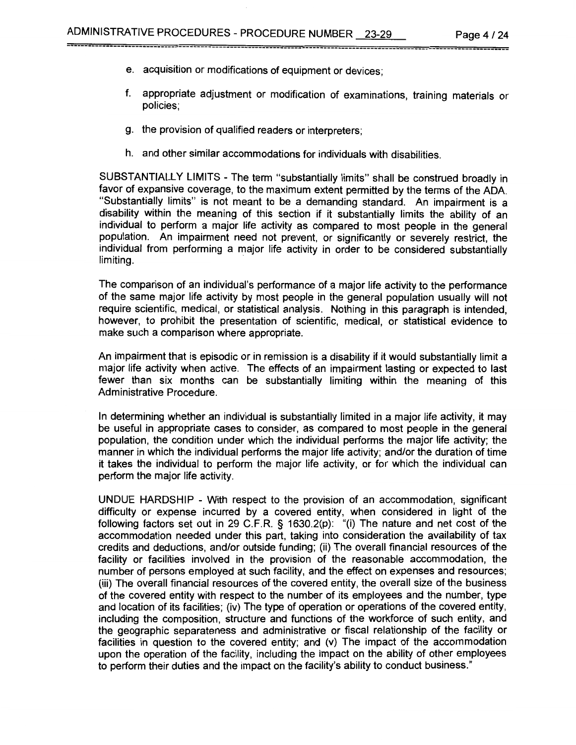e. acquisition or modifications of equipment or devices;

f. appropriate adjustment or modification of examinations, training materials or policies;

g. the provision of qualified readers or interpreters;

h. and other similar accommodations for individuals with disabilities.

SUBSTANTIALLY LIMITS - The term "substantially limits" shall be construed broadly in favor of expansive coverage, to the maximum extent permitted by the terms of the ADA. "Substantially limits" is not meant to be a demanding standard. An impairment is a disability within the meaning of this section if it substantially limits the ability of an individual to perform a major life activity as compared to most people in the general population. An impairment need not prevent, or significantly or severely restrict, the individual from performing a major life activity in order to be considered substantially limiting.

The comparison of an individual's performance of a major life activity to the performance of the same major life activity by most people in the general population usually will not require scientific, medical, or statistical analysis. Nothing in this paragraph is intended, however, to prohibit the presentation of scientific, medical, or statistical evidence to make such a comparison where appropriate.

An impairment that is episodic or in remission is a disability if it would substantially limit a major life activity when active. The effects of an impairment lasting or expected to last fewer than six months can be substantially limiting within the meaning of this Administrative Procedure.

In determining whether an individual is substantially limited in a major life activity, it may be useful in appropriate cases to consider, as compared to most people in the general population, the condition under which the individual performs the major life activity; the manner in which the individual performs the major life activity; and/or the duration of time it takes the individual to perform the major life activity, or for which the individual can perform the major life activity.

UNDUE HARDSHIP - With respect to the provision of an accommodation, significant difficulty or expense incurred by a covered entity, when considered in light of the following factors set out in 29 C.F.R. § 1630.2(p): "(i) The nature and net cost of the accommodation needed under this part, taking into consideration the availability of tax credits and deductions, and/or outside funding; (ii) The overall financial resources of the facility or facilities involved in the provision of the reasonable accommodation, the number of persons employed at such facility, and the effect on expenses and resources; (iii) The overall financial resources of the covered entity, the overall size of the business of the covered entity with respect to the number of its employees and the number, type and location of its facilities; (iv) The type of operation or operations of the covered entity, including the composition, structure and functions of the workforce of such entity, and the geographic separateness and administrative or fiscal relationship of the facility or facilities in question to the covered entity; and (v) The impact of the accommodation upon the operation of the facility, including the impact on the ability of other employees to perform their duties and the impact on the facility's ability to conduct business."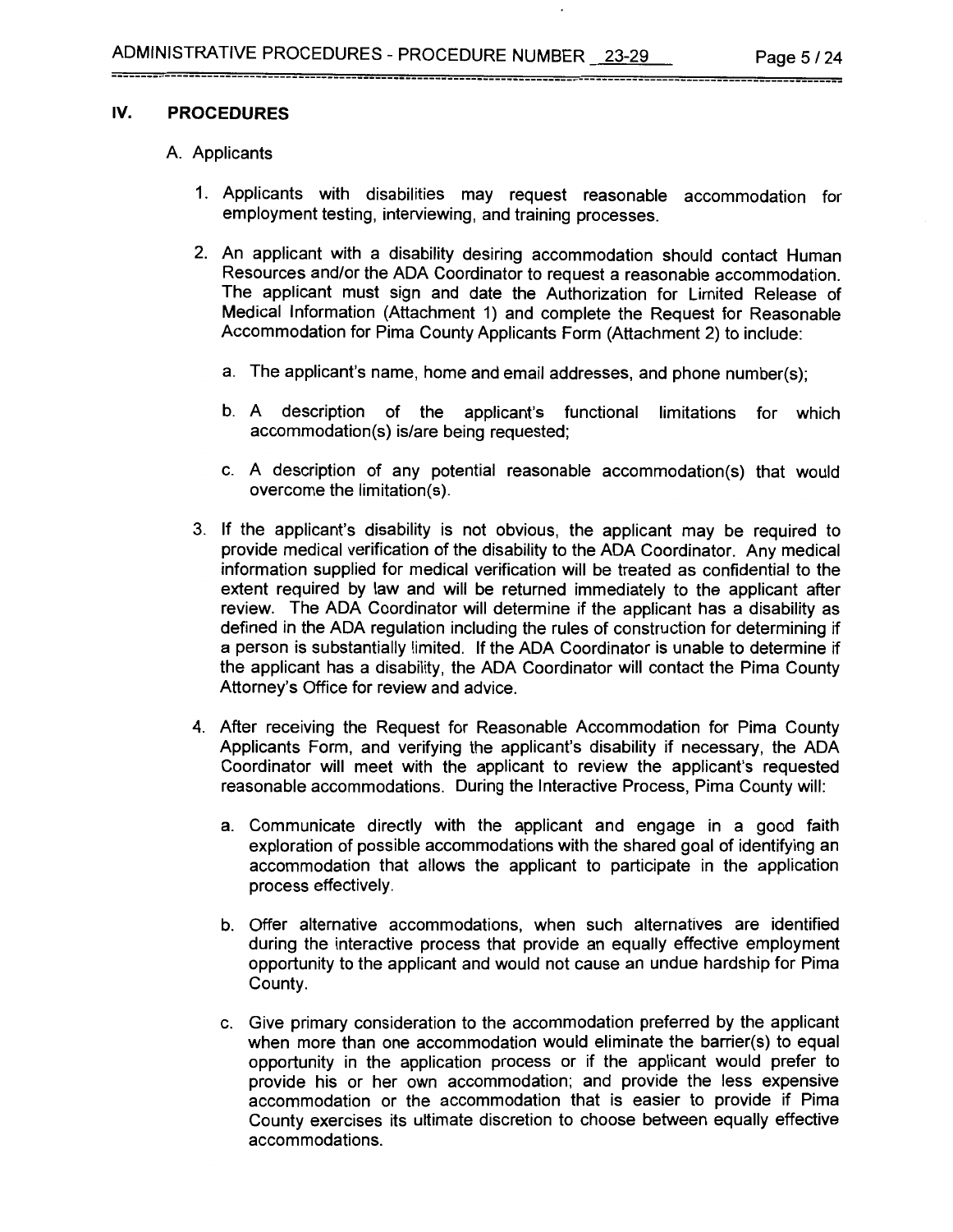## IV. PROCEDURES

A. Applicants

1. Applicants with disabilities may request reasonable accommodation for employment testing, interviewing, and training processes.

2. An applicant with a disability desiring accommodation should contact Human Resources and/or the ADA Coordinator to request a reasonable accommodation. The applicant must sign and date the Authorization for Limited Release of Medical Information (Attachment 1) and complete the Request for Reasonable Accommodation for Pima County Applicants Form (Attachment 2) to include:

   a. The applicant's name, home and email addresses, and phone number(s);

   b. A description of the applicant's functional limitations for which accommodation(s) is/are being requested;

   c. A description of any potential reasonable accommodation(s) that would overcome the limitation(s).

3. If the applicant's disability is not obvious, the applicant may be required to provide medical verification of the disability to the ADA Coordinator. Any medical information supplied for medical verification will be treated as confidential to the extent required by law and will be returned immediately to the applicant after review. The ADA Coordinator will determine if the applicant has a disability as defined in the ADA regulation including the rules of construction for determining if a person is substantially limited. If the ADA Coordinator is unable to determine if the applicant has a disability, the ADA Coordinator will contact the Pima County Attorney's Office for review and advice.

4. After receiving the Request for Reasonable Accommodation for Pima County Applicants Form, and verifying the applicant's disability if necessary, the ADA Coordinator will meet with the applicant to review the applicant's requested reasonable accommodations. During the Interactive Process, Pima County will:

   a. Communicate directly with the applicant and engage in a good faith exploration of possible accommodations with the shared goal of identifying an accommodation that allows the applicant to participate in the application process effectively.

   b. Offer alternative accommodations, when such alternatives are identified during the interactive process that provide an equally effective employment opportunity to the applicant and would not cause an undue hardship for Pima County.

   c. Give primary consideration to the accommodation preferred by the applicant when more than one accommodation would eliminate the barrier(s) to equal opportunity in the application process or if the applicant would prefer to provide his or her own accommodation; and provide the less expensive accommodation or the accommodation that is easier to provide if Pima County exercises its ultimate discretion to choose between equally effective accommodations.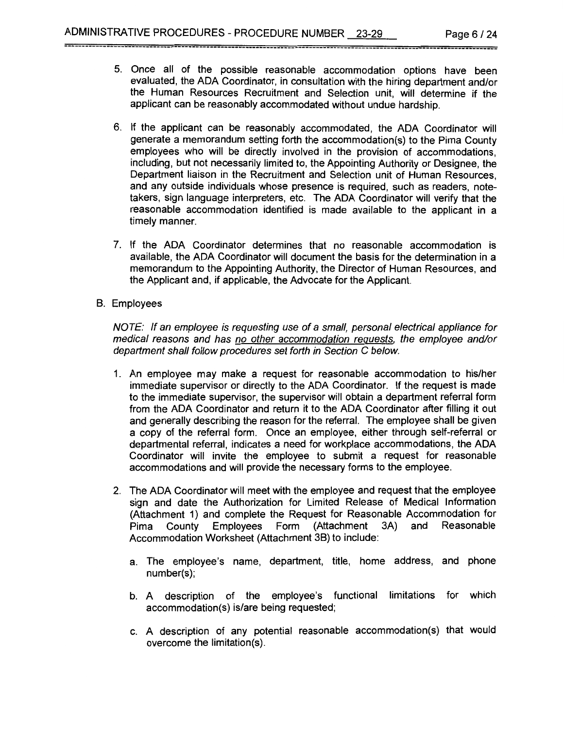5. Once all of the possible reasonable accommodation options have been evaluated, the ADA Coordinator, in consultation with the hiring department and/or the Human Resources Recruitment and Selection unit, will determine if the applicant can be reasonably accommodated without undue hardship.

6. If the applicant can be reasonably accommodated, the ADA Coordinator will generate a memorandum setting forth the accommodation(s) to the Pima County employees who will be directly involved in the provision of accommodations, including, but not necessarily limited to, the Appointing Authority or Designee, the Department liaison in the Recruitment and Selection unit of Human Resources, and any outside individuals whose presence is required, such as readers, note-takers, sign language interpreters, etc. The ADA Coordinator will verify that the reasonable accommodation identified is made available to the applicant in a timely manner.

7. If the ADA Coordinator determines that no reasonable accommodation is available, the ADA Coordinator will document the basis for the determination in a memorandum to the Appointing Authority, the Director of Human Resources, and the Applicant and, if applicable, the Advocate for the Applicant.

B. Employees

*NOTE: If an employee is requesting use of a small, personal electrical appliance for medical reasons and has <u>no other accommodation requests</u>, the employee and/or department shall follow procedures set forth in Section C below.*

1. An employee may make a request for reasonable accommodation to his/her immediate supervisor or directly to the ADA Coordinator. If the request is made to the immediate supervisor, the supervisor will obtain a department referral form from the ADA Coordinator and return it to the ADA Coordinator after filling it out and generally describing the reason for the referral. The employee shall be given a copy of the referral form. Once an employee, either through self-referral or departmental referral, indicates a need for workplace accommodations, the ADA Coordinator will invite the employee to submit a request for reasonable accommodations and will provide the necessary forms to the employee.

2. The ADA Coordinator will meet with the employee and request that the employee sign and date the Authorization for Limited Release of Medical Information (Attachment 1) and complete the Request for Reasonable Accommodation for Pima County Employees Form (Attachment 3A) and Reasonable Accommodation Worksheet (Attachment 3B) to include:

   a. The employee's name, department, title, home address, and phone number(s);

   b. A description of the employee's functional limitations for which accommodation(s) is/are being requested;

   c. A description of any potential reasonable accommodation(s) that would overcome the limitation(s).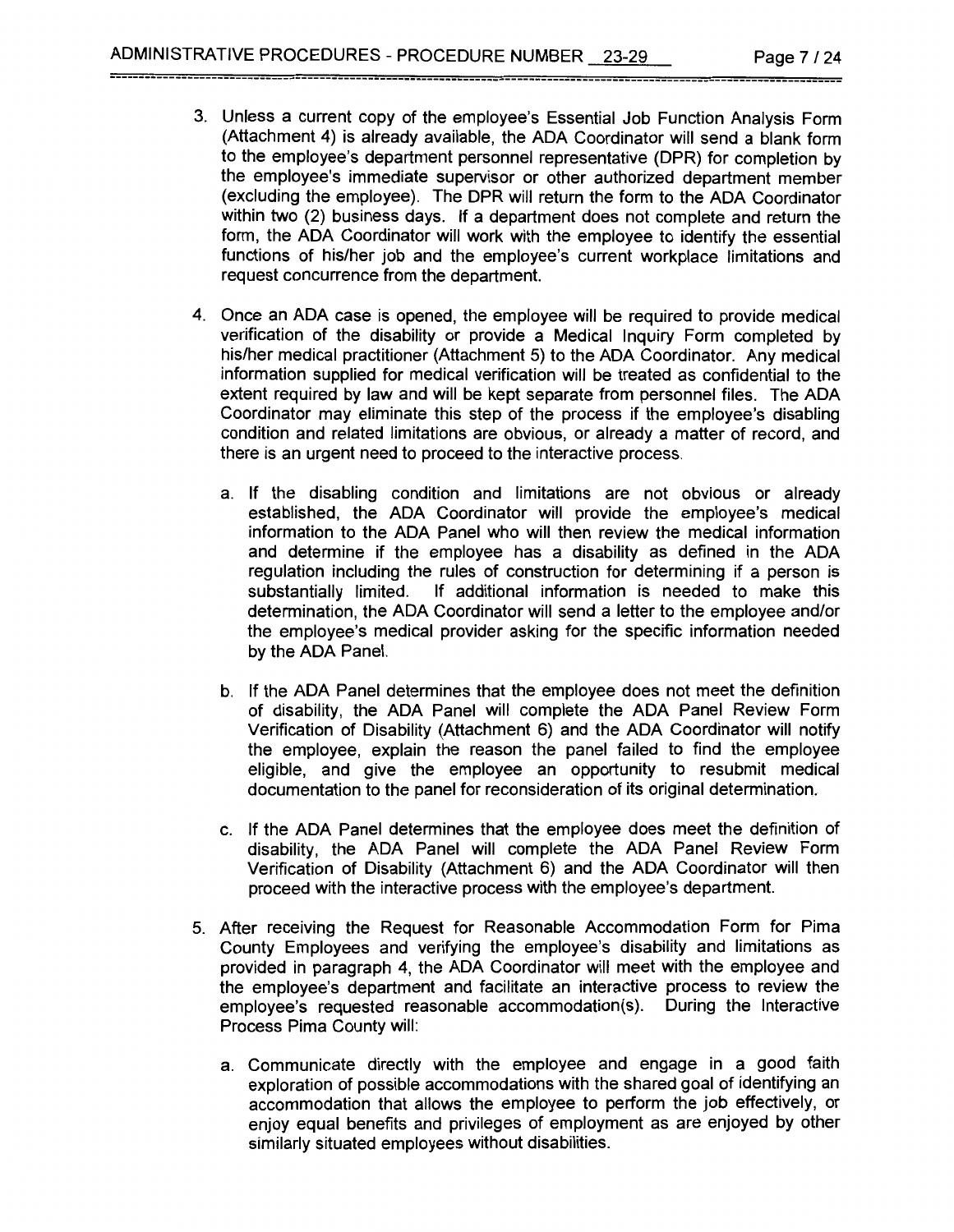3. Unless a current copy of the employee's Essential Job Function Analysis Form (Attachment 4) is already available, the ADA Coordinator will send a blank form to the employee's department personnel representative (DPR) for completion by the employee's immediate supervisor or other authorized department member (excluding the employee). The DPR will return the form to the ADA Coordinator within two (2) business days. If a department does not complete and return the form, the ADA Coordinator will work with the employee to identify the essential functions of his/her job and the employee's current workplace limitations and request concurrence from the department.

4. Once an ADA case is opened, the employee will be required to provide medical verification of the disability or provide a Medical Inquiry Form completed by his/her medical practitioner (Attachment 5) to the ADA Coordinator. Any medical information supplied for medical verification will be treated as confidential to the extent required by law and will be kept separate from personnel files. The ADA Coordinator may eliminate this step of the process if the employee's disabling condition and related limitations are obvious, or already a matter of record, and there is an urgent need to proceed to the interactive process.

   a. If the disabling condition and limitations are not obvious or already established, the ADA Coordinator will provide the employee's medical information to the ADA Panel who will then review the medical information and determine if the employee has a disability as defined in the ADA regulation including the rules of construction for determining if a person is substantially limited. If additional information is needed to make this determination, the ADA Coordinator will send a letter to the employee and/or the employee's medical provider asking for the specific information needed by the ADA Panel.

   b. If the ADA Panel determines that the employee does not meet the definition of disability, the ADA Panel will complete the ADA Panel Review Form Verification of Disability (Attachment 6) and the ADA Coordinator will notify the employee, explain the reason the panel failed to find the employee eligible, and give the employee an opportunity to resubmit medical documentation to the panel for reconsideration of its original determination.

   c. If the ADA Panel determines that the employee does meet the definition of disability, the ADA Panel will complete the ADA Panel Review Form Verification of Disability (Attachment 6) and the ADA Coordinator will then proceed with the interactive process with the employee's department.

5. After receiving the Request for Reasonable Accommodation Form for Pima County Employees and verifying the employee's disability and limitations as provided in paragraph 4, the ADA Coordinator will meet with the employee and the employee's department and facilitate an interactive process to review the employee's requested reasonable accommodation(s). During the Interactive Process Pima County will:

   a. Communicate directly with the employee and engage in a good faith exploration of possible accommodations with the shared goal of identifying an accommodation that allows the employee to perform the job effectively, or enjoy equal benefits and privileges of employment as are enjoyed by other similarly situated employees without disabilities.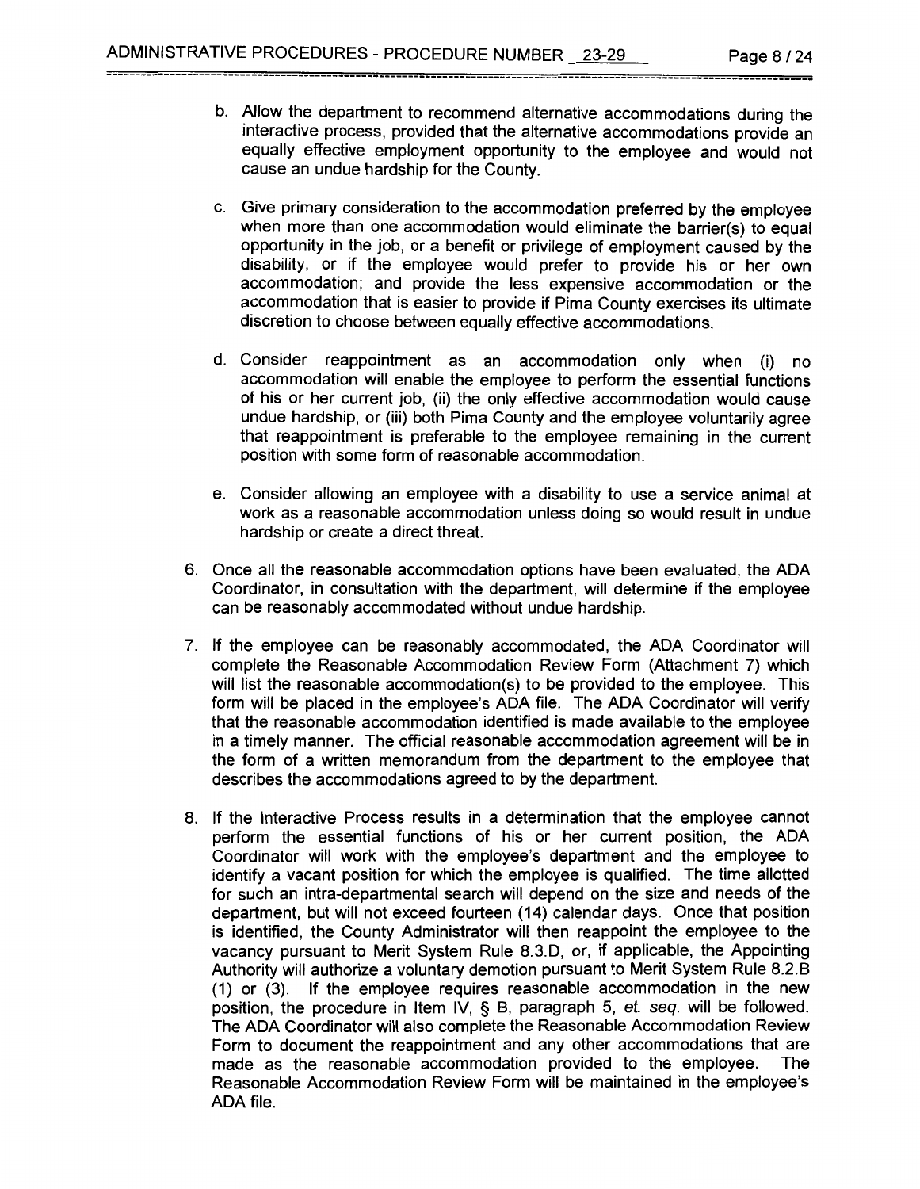b. Allow the department to recommend alternative accommodations during the interactive process, provided that the alternative accommodations provide an equally effective employment opportunity to the employee and would not cause an undue hardship for the County.

c. Give primary consideration to the accommodation preferred by the employee when more than one accommodation would eliminate the barrier(s) to equal opportunity in the job, or a benefit or privilege of employment caused by the disability, or if the employee would prefer to provide his or her own accommodation; and provide the less expensive accommodation or the accommodation that is easier to provide if Pima County exercises its ultimate discretion to choose between equally effective accommodations.

d. Consider reappointment as an accommodation only when (i) no accommodation will enable the employee to perform the essential functions of his or her current job, (ii) the only effective accommodation would cause undue hardship, or (iii) both Pima County and the employee voluntarily agree that reappointment is preferable to the employee remaining in the current position with some form of reasonable accommodation.

e. Consider allowing an employee with a disability to use a service animal at work as a reasonable accommodation unless doing so would result in undue hardship or create a direct threat.

6. Once all the reasonable accommodation options have been evaluated, the ADA Coordinator, in consultation with the department, will determine if the employee can be reasonably accommodated without undue hardship.

7. If the employee can be reasonably accommodated, the ADA Coordinator will complete the Reasonable Accommodation Review Form (Attachment 7) which will list the reasonable accommodation(s) to be provided to the employee. This form will be placed in the employee's ADA file. The ADA Coordinator will verify that the reasonable accommodation identified is made available to the employee in a timely manner. The official reasonable accommodation agreement will be in the form of a written memorandum from the department to the employee that describes the accommodations agreed to by the department.

8. If the Interactive Process results in a determination that the employee cannot perform the essential functions of his or her current position, the ADA Coordinator will work with the employee's department and the employee to identify a vacant position for which the employee is qualified. The time allotted for such an intra-departmental search will depend on the size and needs of the department, but will not exceed fourteen (14) calendar days. Once that position is identified, the County Administrator will then reappoint the employee to the vacancy pursuant to Merit System Rule 8.3.D, or, if applicable, the Appointing Authority will authorize a voluntary demotion pursuant to Merit System Rule 8.2.B (1) or (3). If the employee requires reasonable accommodation in the new position, the procedure in Item IV, § B, paragraph 5, *et. seq.* will be followed. The ADA Coordinator will also complete the Reasonable Accommodation Review Form to document the reappointment and any other accommodations that are made as the reasonable accommodation provided to the employee. The Reasonable Accommodation Review Form will be maintained in the employee's ADA file.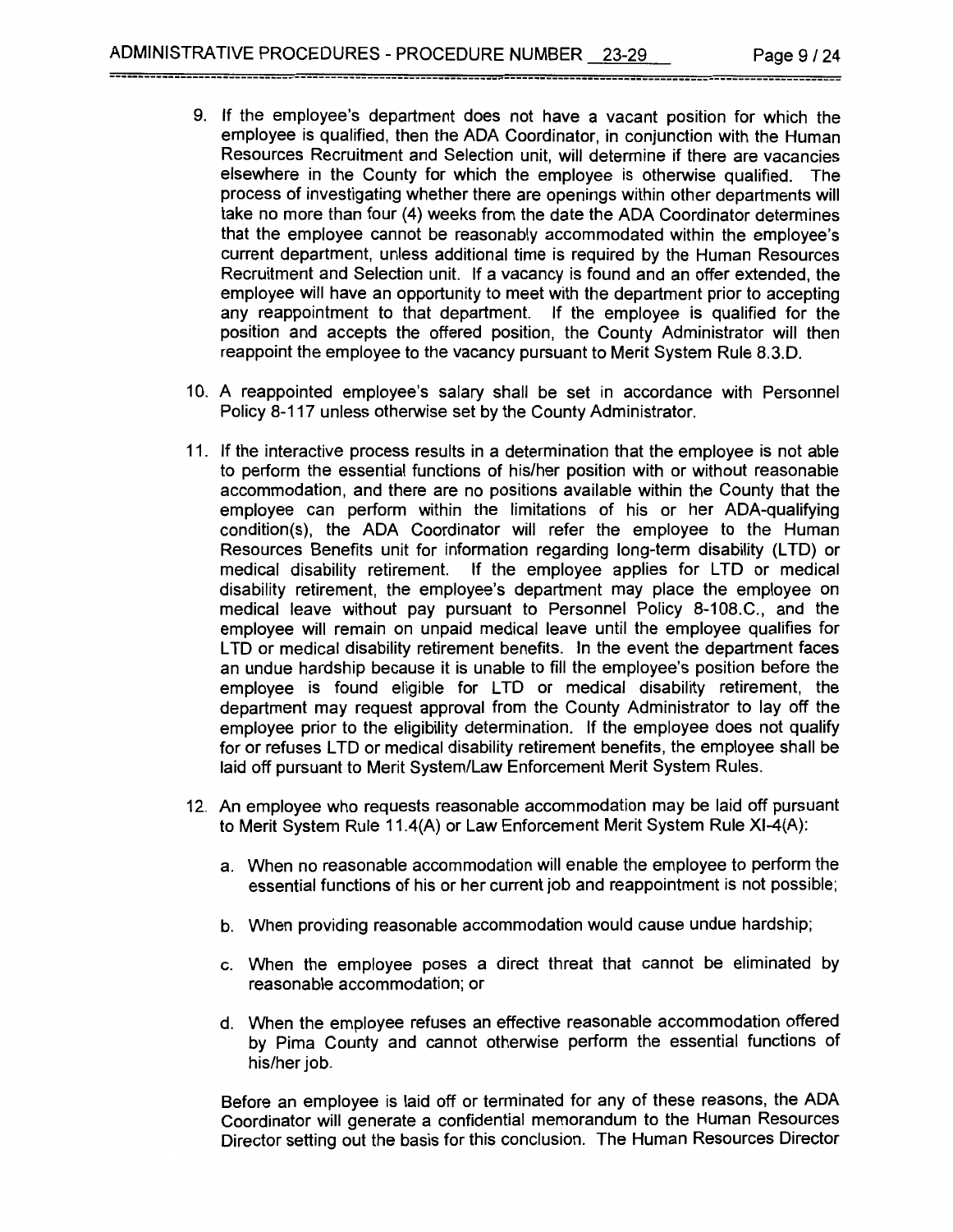9. If the employee's department does not have a vacant position for which the employee is qualified, then the ADA Coordinator, in conjunction with the Human Resources Recruitment and Selection unit, will determine if there are vacancies elsewhere in the County for which the employee is otherwise qualified. The process of investigating whether there are openings within other departments will take no more than four (4) weeks from the date the ADA Coordinator determines that the employee cannot be reasonably accommodated within the employee's current department, unless additional time is required by the Human Resources Recruitment and Selection unit. If a vacancy is found and an offer extended, the employee will have an opportunity to meet with the department prior to accepting any reappointment to that department. If the employee is qualified for the position and accepts the offered position, the County Administrator will then reappoint the employee to the vacancy pursuant to Merit System Rule 8.3.D.

10. A reappointed employee's salary shall be set in accordance with Personnel Policy 8-117 unless otherwise set by the County Administrator.

11. If the interactive process results in a determination that the employee is not able to perform the essential functions of his/her position with or without reasonable accommodation, and there are no positions available within the County that the employee can perform within the limitations of his or her ADA-qualifying condition(s), the ADA Coordinator will refer the employee to the Human Resources Benefits unit for information regarding long-term disability (LTD) or medical disability retirement. If the employee applies for LTD or medical disability retirement, the employee's department may place the employee on medical leave without pay pursuant to Personnel Policy 8-108.C., and the employee will remain on unpaid medical leave until the employee qualifies for LTD or medical disability retirement benefits. In the event the department faces an undue hardship because it is unable to fill the employee's position before the employee is found eligible for LTD or medical disability retirement, the department may request approval from the County Administrator to lay off the employee prior to the eligibility determination. If the employee does not qualify for or refuses LTD or medical disability retirement benefits, the employee shall be laid off pursuant to Merit System/Law Enforcement Merit System Rules.

12. An employee who requests reasonable accommodation may be laid off pursuant to Merit System Rule 11.4(A) or Law Enforcement Merit System Rule XI-4(A):

    a. When no reasonable accommodation will enable the employee to perform the essential functions of his or her current job and reappointment is not possible;

    b. When providing reasonable accommodation would cause undue hardship;

    c. When the employee poses a direct threat that cannot be eliminated by reasonable accommodation; or

    d. When the employee refuses an effective reasonable accommodation offered by Pima County and cannot otherwise perform the essential functions of his/her job.

    Before an employee is laid off or terminated for any of these reasons, the ADA Coordinator will generate a confidential memorandum to the Human Resources Director setting out the basis for this conclusion. The Human Resources Director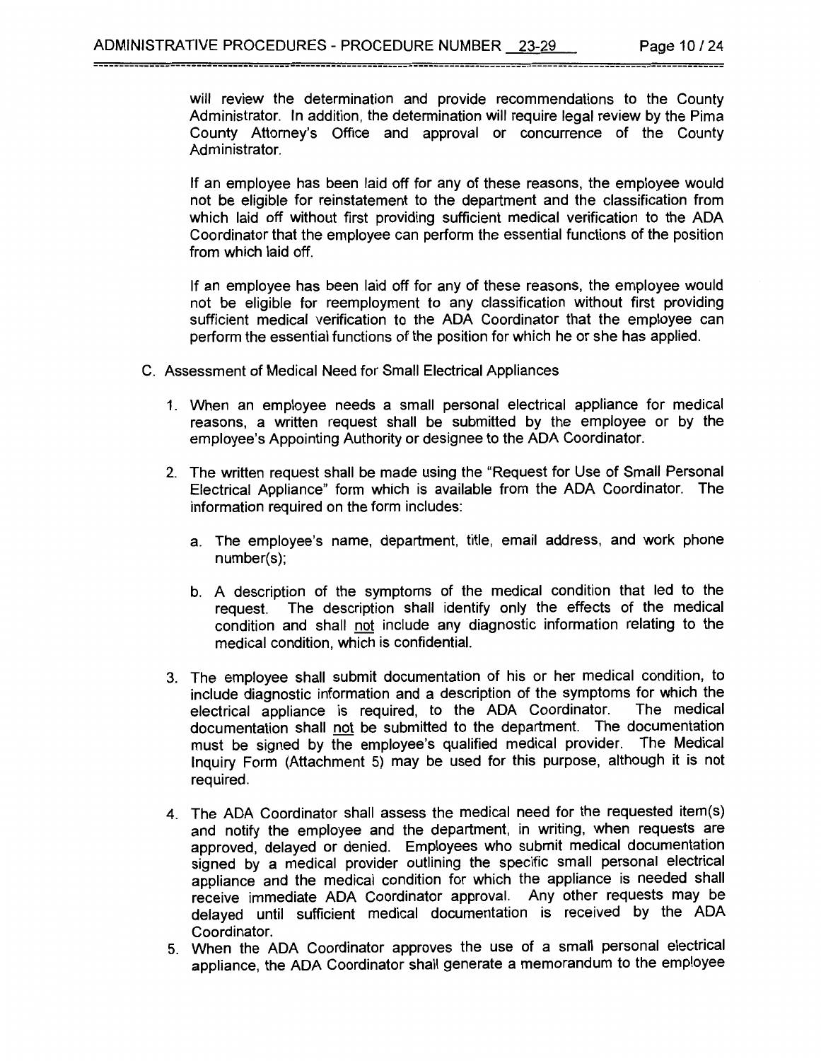will review the determination and provide recommendations to the County Administrator. In addition, the determination will require legal review by the Pima County Attorney's Office and approval or concurrence of the County Administrator.

If an employee has been laid off for any of these reasons, the employee would not be eligible for reinstatement to the department and the classification from which laid off without first providing sufficient medical verification to the ADA Coordinator that the employee can perform the essential functions of the position from which laid off.

If an employee has been laid off for any of these reasons, the employee would not be eligible for reemployment to any classification without first providing sufficient medical verification to the ADA Coordinator that the employee can perform the essential functions of the position for which he or she has applied.

C. Assessment of Medical Need for Small Electrical Appliances

1. When an employee needs a small personal electrical appliance for medical reasons, a written request shall be submitted by the employee or by the employee's Appointing Authority or designee to the ADA Coordinator.

2. The written request shall be made using the "Request for Use of Small Personal Electrical Appliance" form which is available from the ADA Coordinator. The information required on the form includes:

   a. The employee's name, department, title, email address, and work phone number(s);

   b. A description of the symptoms of the medical condition that led to the request. The description shall identify only the effects of the medical condition and shall <u>not</u> include any diagnostic information relating to the medical condition, which is confidential.

3. The employee shall submit documentation of his or her medical condition, to include diagnostic information and a description of the symptoms for which the electrical appliance is required, to the ADA Coordinator. The medical documentation shall <u>not</u> be submitted to the department. The documentation must be signed by the employee's qualified medical provider. The Medical Inquiry Form (Attachment 5) may be used for this purpose, although it is not required.

4. The ADA Coordinator shall assess the medical need for the requested item(s) and notify the employee and the department, in writing, when requests are approved, delayed or denied. Employees who submit medical documentation signed by a medical provider outlining the specific small personal electrical appliance and the medical condition for which the appliance is needed shall receive immediate ADA Coordinator approval. Any other requests may be delayed until sufficient medical documentation is received by the ADA Coordinator.

5. When the ADA Coordinator approves the use of a small personal electrical appliance, the ADA Coordinator shall generate a memorandum to the employee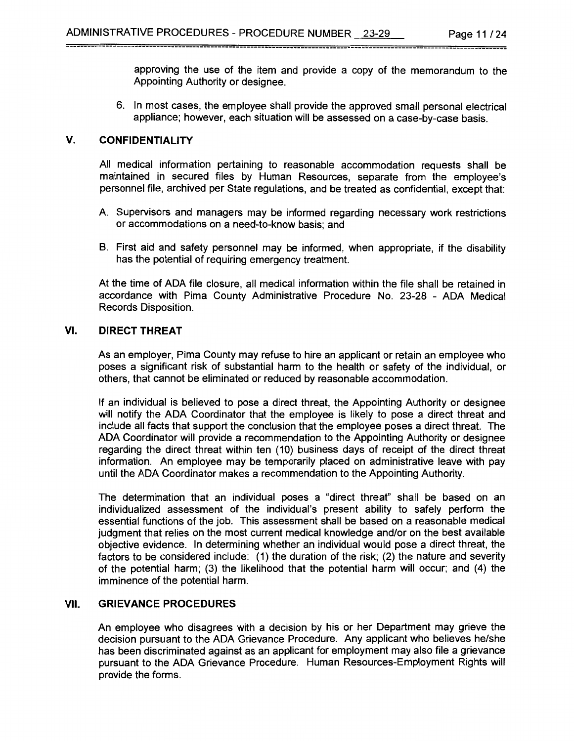approving the use of the item and provide a copy of the memorandum to the Appointing Authority or designee.

6. In most cases, the employee shall provide the approved small personal electrical appliance; however, each situation will be assessed on a case-by-case basis.

## V. CONFIDENTIALITY

All medical information pertaining to reasonable accommodation requests shall be maintained in secured files by Human Resources, separate from the employee's personnel file, archived per State regulations, and be treated as confidential, except that:

A. Supervisors and managers may be informed regarding necessary work restrictions or accommodations on a need-to-know basis; and

B. First aid and safety personnel may be informed, when appropriate, if the disability has the potential of requiring emergency treatment.

At the time of ADA file closure, all medical information within the file shall be retained in accordance with Pima County Administrative Procedure No. 23-28 - ADA Medical Records Disposition.

## VI. DIRECT THREAT

As an employer, Pima County may refuse to hire an applicant or retain an employee who poses a significant risk of substantial harm to the health or safety of the individual, or others, that cannot be eliminated or reduced by reasonable accommodation.

If an individual is believed to pose a direct threat, the Appointing Authority or designee will notify the ADA Coordinator that the employee is likely to pose a direct threat and include all facts that support the conclusion that the employee poses a direct threat. The ADA Coordinator will provide a recommendation to the Appointing Authority or designee regarding the direct threat within ten (10) business days of receipt of the direct threat information. An employee may be temporarily placed on administrative leave with pay until the ADA Coordinator makes a recommendation to the Appointing Authority.

The determination that an individual poses a "direct threat" shall be based on an individualized assessment of the individual's present ability to safely perform the essential functions of the job. This assessment shall be based on a reasonable medical judgment that relies on the most current medical knowledge and/or on the best available objective evidence. In determining whether an individual would pose a direct threat, the factors to be considered include: (1) the duration of the risk; (2) the nature and severity of the potential harm; (3) the likelihood that the potential harm will occur; and (4) the imminence of the potential harm.

## VII. GRIEVANCE PROCEDURES

An employee who disagrees with a decision by his or her Department may grieve the decision pursuant to the ADA Grievance Procedure. Any applicant who believes he/she has been discriminated against as an applicant for employment may also file a grievance pursuant to the ADA Grievance Procedure. Human Resources-Employment Rights will provide the forms.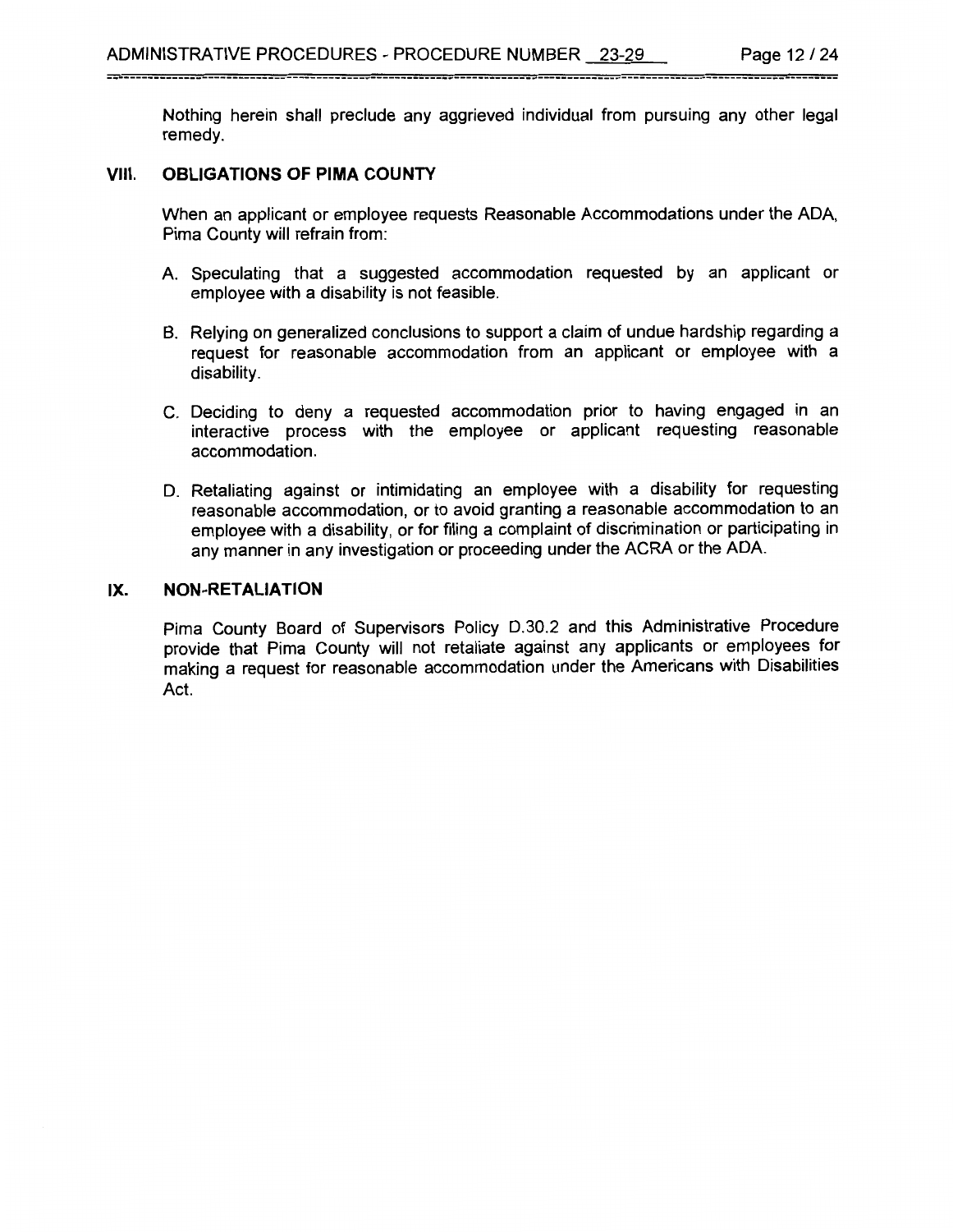Nothing herein shall preclude any aggrieved individual from pursuing any other legal remedy.

## VIII. OBLIGATIONS OF PIMA COUNTY

When an applicant or employee requests Reasonable Accommodations under the ADA, Pima County will refrain from:

A. Speculating that a suggested accommodation requested by an applicant or employee with a disability is not feasible.

B. Relying on generalized conclusions to support a claim of undue hardship regarding a request for reasonable accommodation from an applicant or employee with a disability.

C. Deciding to deny a requested accommodation prior to having engaged in an interactive process with the employee or applicant requesting reasonable accommodation.

D. Retaliating against or intimidating an employee with a disability for requesting reasonable accommodation, or to avoid granting a reasonable accommodation to an employee with a disability, or for filing a complaint of discrimination or participating in any manner in any investigation or proceeding under the ACRA or the ADA.

## IX. NON-RETALIATION

Pima County Board of Supervisors Policy D.30.2 and this Administrative Procedure provide that Pima County will not retaliate against any applicants or employees for making a request for reasonable accommodation under the Americans with Disabilities Act.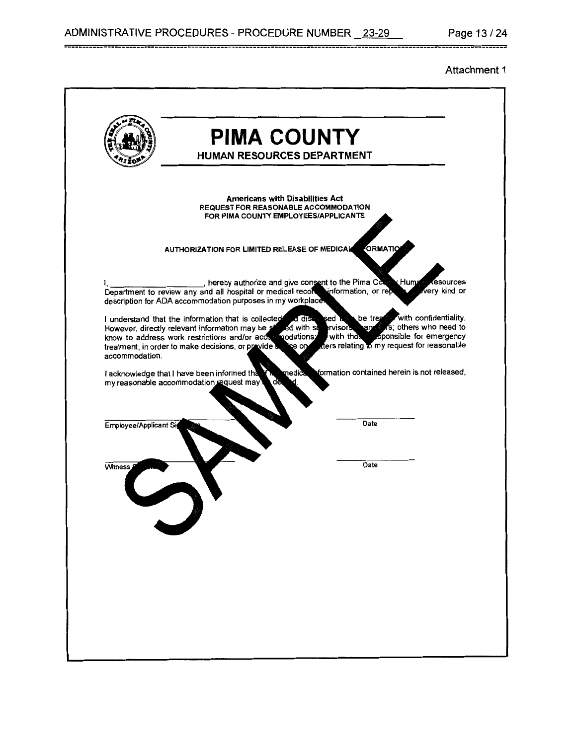Attachment 1

# PIMA COUNTY

## HUMAN RESOURCES DEPARTMENT

**Americans with Disabilities Act**
**REQUEST FOR REASONABLE ACCOMMODATION**
**FOR PIMA COUNTY EMPLOYEES/APPLICANTS**

**AUTHORIZATION FOR LIMITED RELEASE OF MEDICAL INFORMATION**

I, ____________________, hereby authorize and give consent to the Pima County Human Resources Department to review any and all hospital or medical records, information, or reports of every kind or description for ADA accommodation purposes in my workplace.

I understand that the information that is collected and disclosed is to be treated with confidentiality. However, directly relevant information may be shared with supervisors and managers; others who need to know to address work restrictions and/or accommodations; with those responsible for emergency treatment, in order to make decisions, or provide advice on matters relating to my request for reasonable accommodation.

I acknowledge that I have been informed that if the medical information contained herein is not released, my reasonable accommodation request may be denied.

______________________________ ______________
Employee/Applicant Signature Date

______________________________ ______________
Witness Signature Date

SAMPLE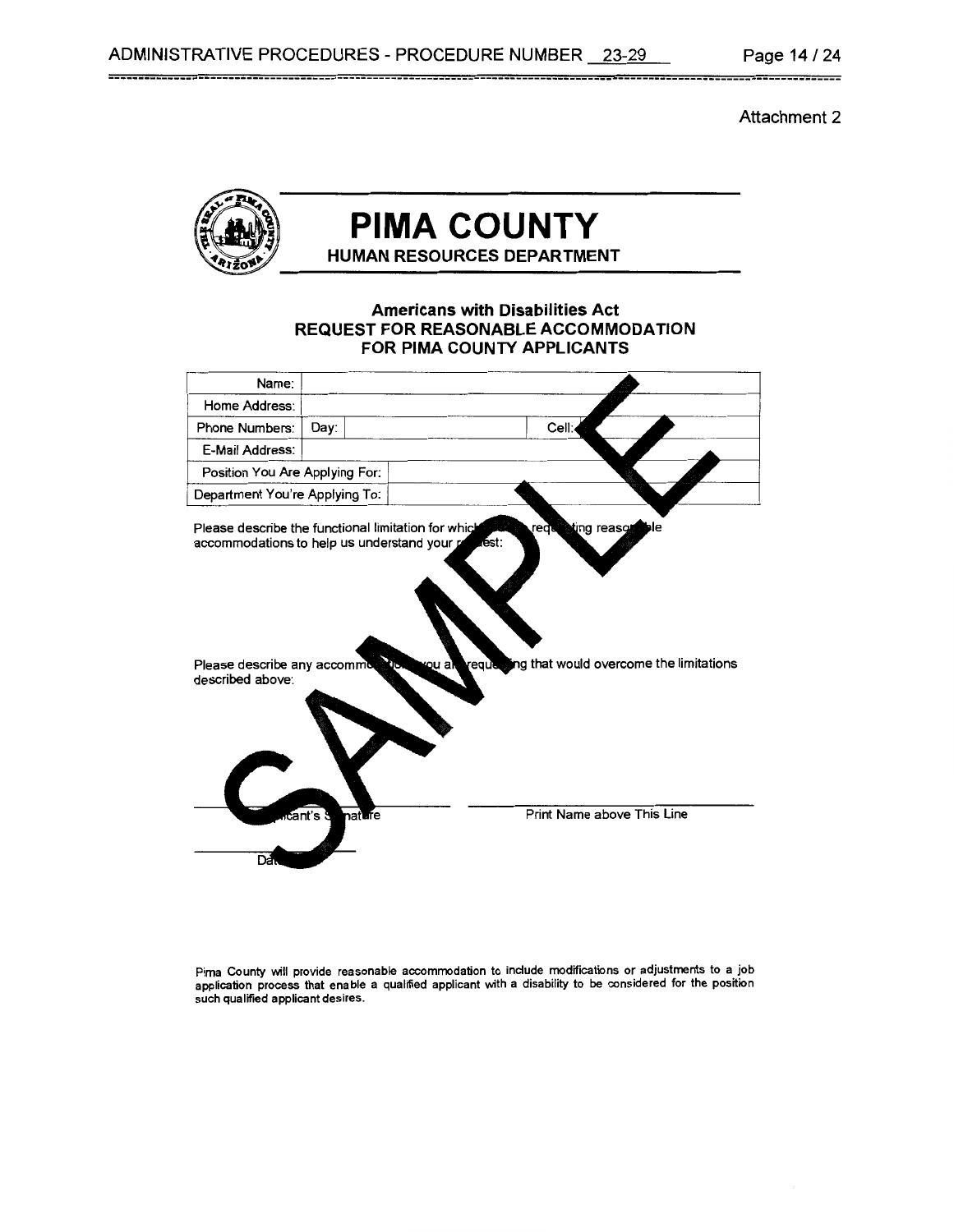Attachment 2

# PIMA COUNTY

## HUMAN RESOURCES DEPARTMENT

### Americans with Disabilities Act
### REQUEST FOR REASONABLE ACCOMMODATION
### FOR PIMA COUNTY APPLICANTS

| Name: | | |
|---|---|---|
| Home Address: | | |
| Phone Numbers: | Day: | Cell: |
| E-Mail Address: | | |
| Position You Are Applying For: | | |
| Department You're Applying To: | | |

Please describe the functional limitation for which you are requesting reasonable accommodations to help us understand your request:

Please describe any accommodations you are requesting that would overcome the limitations described above:

\_\_\_\_\_\_\_\_\_\_\_\_\_\_\_\_\_\_\_\_\_\_\_\_\_\_\_\_\_\_ \_\_\_\_\_\_\_\_\_\_\_\_\_\_\_\_\_\_\_\_\_\_\_\_\_\_\_\_\_\_

Applicant's Signature — Print Name above This Line

\_\_\_\_\_\_\_\_\_\_\_\_\_\_\_

Date

SAMPLE

Pima County will provide reasonable accommodation to include modifications or adjustments to a job application process that enable a qualified applicant with a disability to be considered for the position such qualified applicant desires.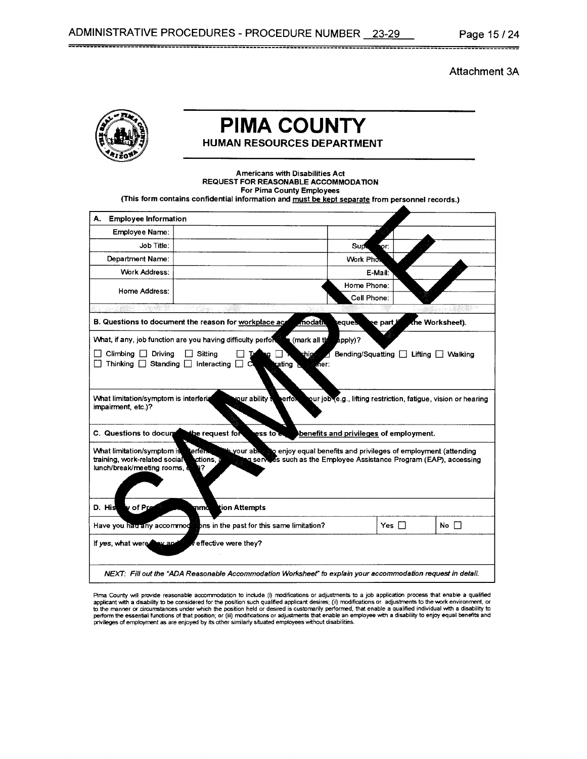Attachment 3A

# PIMA COUNTY

## HUMAN RESOURCES DEPARTMENT

**Americans with Disabilities Act**
**REQUEST FOR REASONABLE ACCOMMODATION**
**For Pima County Employees**
**(This form contains confidential information and must be kept separate from personnel records.)**

| **A. Employee Information** | | | |
|---|---|---|---|
| Employee Name: | | | |
| Job Title: | | Supervisor: | |
| Department Name: | | Work Phone: | |
| Work Address: | | E-Mail: | |
| Home Address: | | Home Phone: | |
| | | Cell Phone: | |

**B. Questions to document the reason for workplace accommodation request (see part I of the Worksheet).**

What, if any, job function are you having difficulty performing (mark all that apply)?

☐ Climbing ☐ Driving ☐ Sitting ☐ Typing ☐ Reaching ☐ Bending/Squatting ☐ Lifting ☐ Walking
☐ Thinking ☐ Standing ☐ Interacting ☐ Communicating ☐ Other:

What limitation/symptom is interfering with your ability to perform your job (e.g., lifting restriction, fatigue, vision or hearing impairment, etc.)?

**C. Questions to document the request for access to equal benefits and privileges of employment.**

What limitation/symptom is interfering with your ability to enjoy equal benefits and privileges of employment (attending training, work-related social functions, accessing services such as the Employee Assistance Program (EAP), accessing lunch/break/meeting rooms, etc.)?

**D. History of Prior Accommodation Attempts**

| | | |
|---|---|---|
| Have you had any accommodations in the past for this same limitation? | Yes ☐ | No ☐ |
| If *yes*, what were they and how effective were they? | | |

*NEXT: Fill out the "ADA Reasonable Accommodation Worksheet" to explain your accommodation request in detail.*

Pima County will provide reasonable accommodation to include (i) modifications or adjustments to a job application process that enable a qualified applicant with a disability to be considered for the position such qualified applicant desires; (ii) modifications or adjustments to the work environment, or to the manner or circumstances under which the position held or desired is customarily performed, that enable a qualified individual with a disability to perform the essential functions of that position; or (iii) modifications or adjustments that enable an employee with a disability to enjoy equal benefits and privileges of employment as are enjoyed by its other similarly situated employees without disabilities.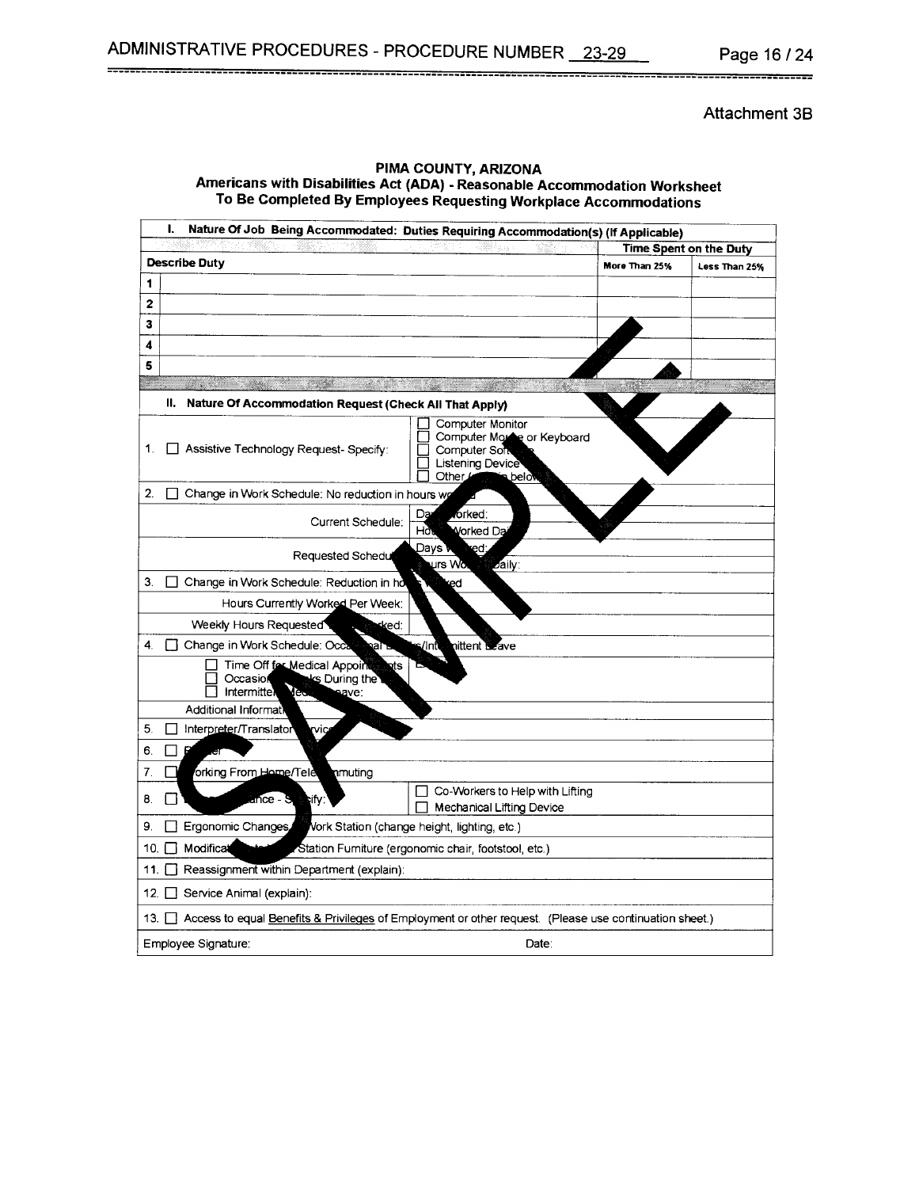Attachment 3B

**PIMA COUNTY, ARIZONA**
**Americans with Disabilities Act (ADA) - Reasonable Accommodation Worksheet**
**To Be Completed By Employees Requesting Workplace Accommodations**

**I. Nature Of Job Being Accommodated: Duties Requiring Accommodation(s) (If Applicable)**

| | Describe Duty | Time Spent on the Duty: More Than 25% | Time Spent on the Duty: Less Than 25% |
|---|---|---|---|
| 1 | | | |
| 2 | | | |
| 3 | | | |
| 4 | | | |
| 5 | | | |

**II. Nature Of Accommodation Request (Check All That Apply)**

1. ☐ Assistive Technology Request- Specify:
   - ☐ Computer Monitor
   - ☐ Computer Mouse or Keyboard
   - ☐ Computer Software
   - ☐ Listening Device
   - ☐ Other (explain below)
2. ☐ Change in Work Schedule: No reduction in hours worked
   - Current Schedule: Days Worked: / Hours Worked Daily:
   - Requested Schedule: Days Worked: / Hours Worked Daily:
3. ☐ Change in Work Schedule: Reduction in hours worked
   - Hours Currently Worked Per Week:
   - Weekly Hours Requested to be Worked:
4. ☐ Change in Work Schedule: Occasional Breaks/Intermittent Leave
   - ☐ Time Off for Medical Appointments
   - ☐ Occasional Breaks During the Day
   - ☐ Intermittent Medical Leave:
   - Additional Information:
5. ☐ Interpreter/Translator Services
6. ☐ Reader
7. ☐ Working From Home/Telecommuting
8. ☐ Lifting Assistance - Specify:
   - ☐ Co-Workers to Help with Lifting
   - ☐ Mechanical Lifting Device
9. ☐ Ergonomic Changes to Work Station (change height, lighting, etc.)
10. ☐ Modification to Work Station Furniture (ergonomic chair, footstool, etc.)
11. ☐ Reassignment within Department (explain):
12. ☐ Service Animal (explain):
13. ☐ Access to equal Benefits & Privileges of Employment or other request. (Please use continuation sheet.)

Employee Signature: Date: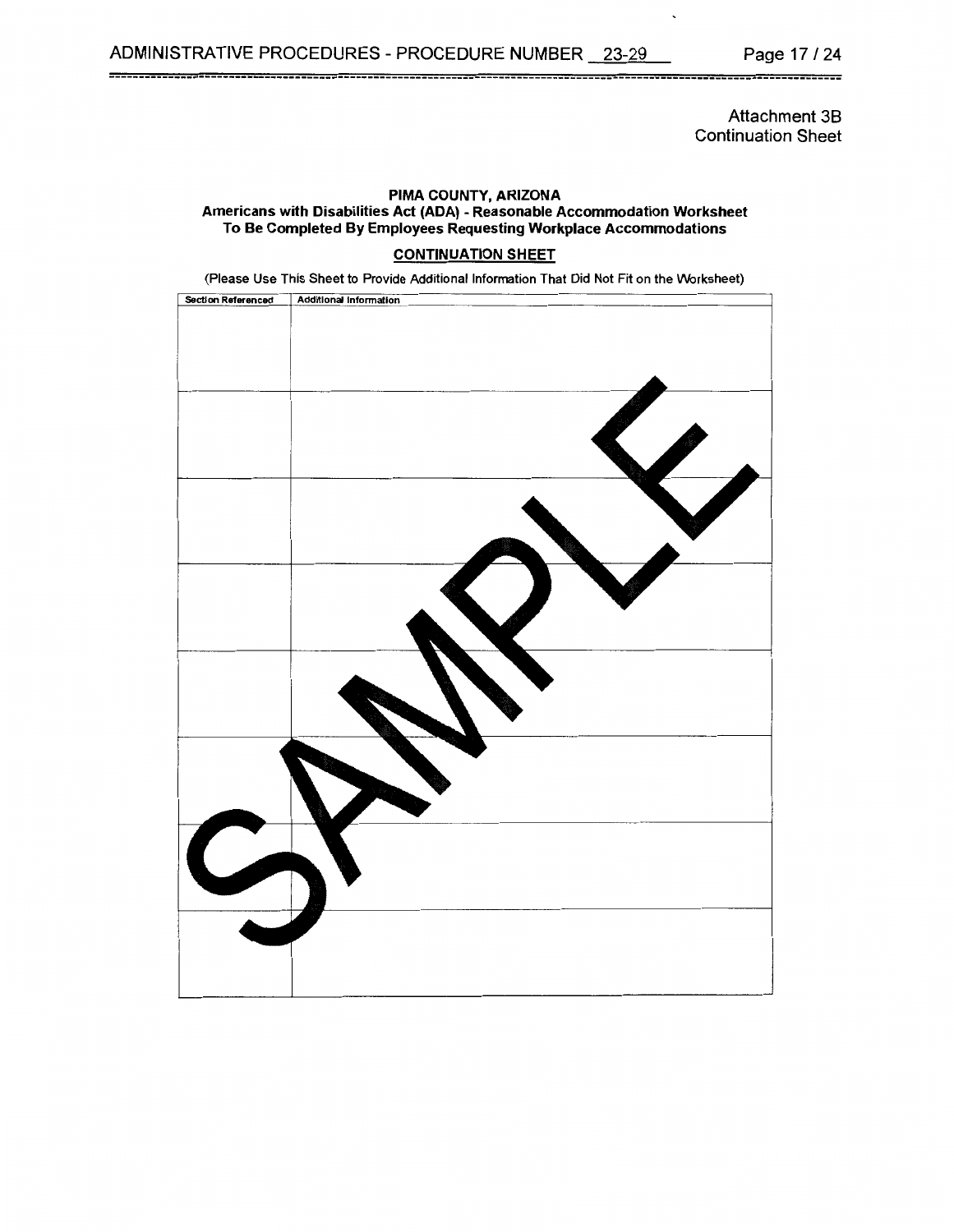Attachment 3B
Continuation Sheet

**PIMA COUNTY, ARIZONA**
**Americans with Disabilities Act (ADA) - Reasonable Accommodation Worksheet**
**To Be Completed By Employees Requesting Workplace Accommodations**

**CONTINUATION SHEET**

(Please Use This Sheet to Provide Additional Information That Did Not Fit on the Worksheet)

| Section Referenced | Additional Information |
| --- | --- |
| | |
| | |
| | |
| | |
| | |
| | |
| | |
| | |

SAMPLE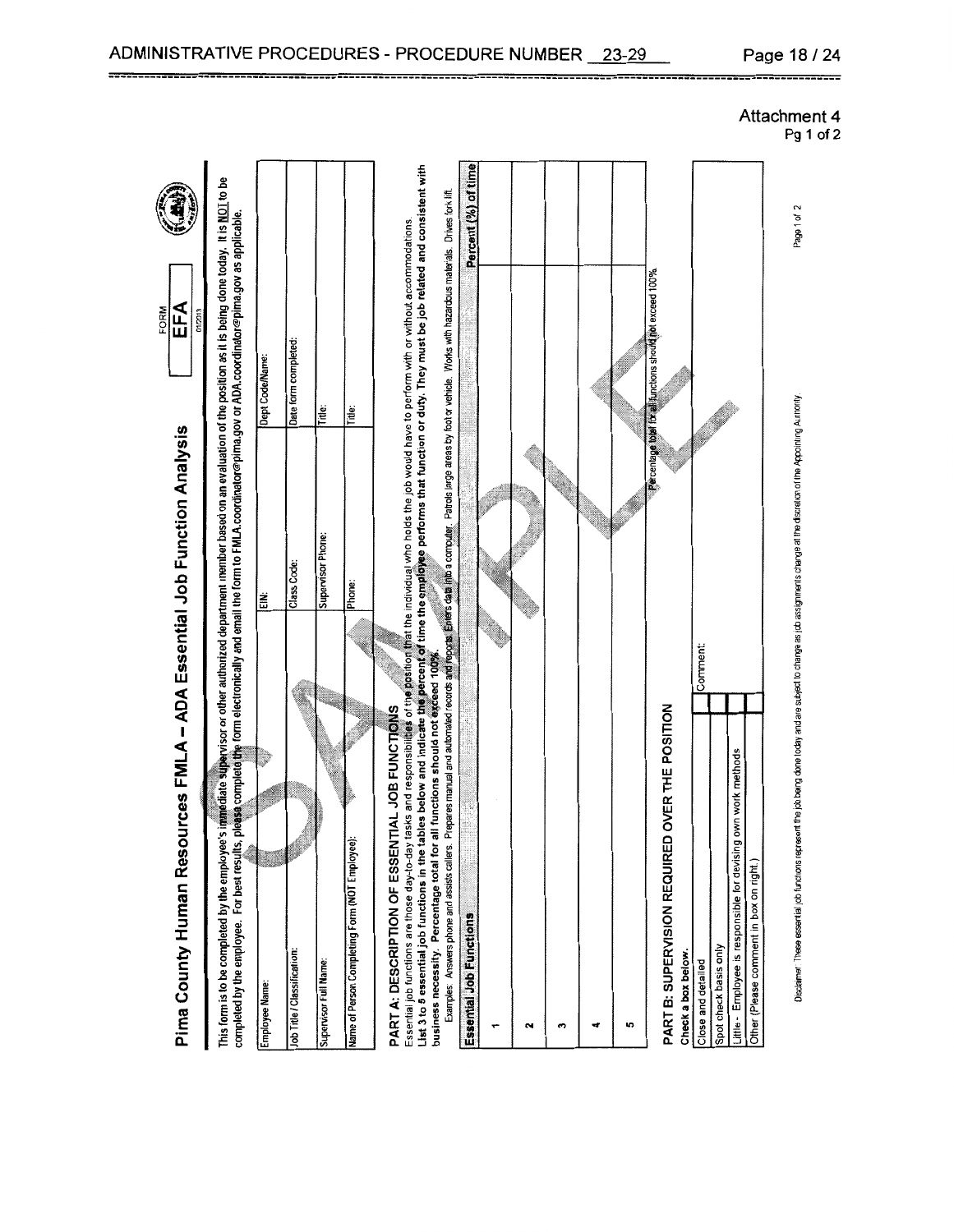Attachment 4
Pg 1 of 2

# Pima County Human Resources FMLA – ADA Essential Job Function Analysis

FORM **EFA** 01/2013

This form is to be completed by the employee's immediate supervisor or other authorized department member based on an evaluation of the position as it is being done today. It is NOT to be completed by the employee. For best results, please complete the form electronically and email the form to FMLA.coordinator@pima.gov or ADA.coordinator@pima.gov as applicable.

| Employee Name: | EIN: | Dept Code/Name: |
|---|---|---|
| Job Title / Classification: | Class Code: | Date form completed: |
| Supervisor Full Name: | Supervisor Phone: | Title: |
| Name of Person Completing Form (NOT Employee): | Phone: | Title: |

## PART A: DESCRIPTION OF ESSENTIAL JOB FUNCTIONS

Essential job functions are those day-to-day tasks and responsibilities of the position that the individual who holds the job would have to perform with or without accommodations. **List 3 to 5 essential job functions in the tables below and indicate the percent of time the employee performs that function or duty. They must be job related and consistent with business necessity. Percentage total for all functions should not exceed 100%.**

Examples: Answers phone and assists callers. Prepares manual and automated records and reports. Enters data into a computer. Patrols large areas by foot or vehicle. Works with hazardous materials. Drives fork lift.

| Essential Job Functions | Percent (%) of time |
|---|---|
| 1 | |
| 2 | |
| 3 | |
| 4 | |
| 5 | |
| Percentage total for all functions should not exceed 100% | |

## PART B: SUPERVISION REQUIRED OVER THE POSITION

**Check a box below.**

| | | Comment: |
|---|---|---|
| Close and detailed | | |
| Spot check basis only | | |
| Little - Employee is responsible for devising own work methods | | |
| Other (Please comment in box on right.) | | |

Disclaimer: These essential job functions represent the job being done today and are subject to change as job assignments change at the discretion of the Appointing Authority.

Page 1 of 2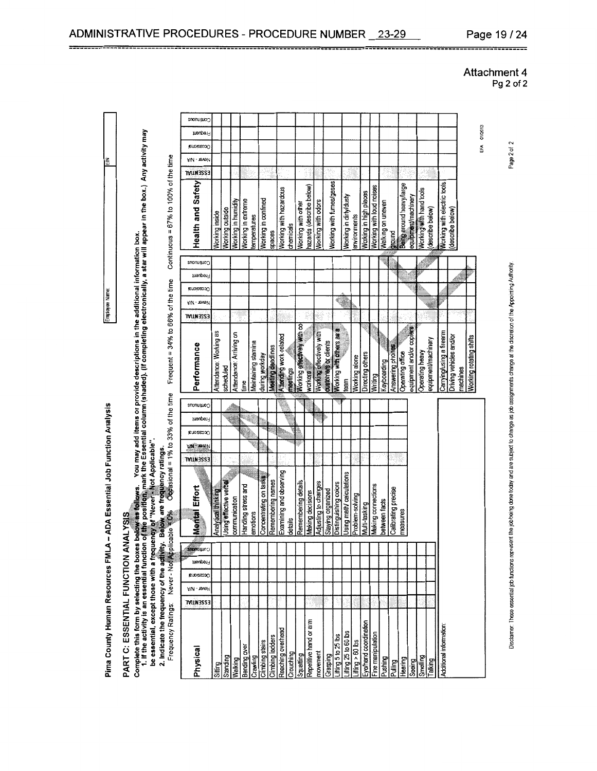Attachment 4
Pg 2 of 2

**Pima County Human Resources FMLA – ADA Essential Job Function Analysis**

Employee Name: | EIN:

## PART C: ESSENTIAL FUNCTION ANALYSIS

**Complete this form by selecting the boxes below as follows. You may add items or provide descriptions in the additional information box.**
**1. If the activity is an essential function of the position, mark the Essential column (shaded). (If completing electronically, a star will appear in the box.) Any activity may be essential, except those with a frequency of "Never - Not Applicable".**
**2. Indicate the frequency of the activity. Below are frequency ratings.**

Frequency Ratings: Never - Not Applicable = 0% Occasional = 1% to 33% of the time Frequent = 34% to 66% of the time Continuous = 67% to 100% of the time

| Physical | ESSENTIAL | Never - N/A | Occasional | Frequent | Continuous |
|---|---|---|---|---|---|
| Sitting | | | | | |
| Standing | | | | | |
| Walking | | | | | |
| Bending over | | | | | |
| Crawling | | | | | |
| Climbing stairs | | | | | |
| Climbing ladders | | | | | |
| Reaching overhead | | | | | |
| Crouching | | | | | |
| Squatting | | | | | |
| Repetitive hand or arm movement | | | | | |
| Grasping | | | | | |
| Lifting 5 to 25 lbs | | | | | |
| Lifting 25 to 60 lbs | | | | | |
| Lifting > 60 lbs | | | | | |
| Eye/hand coordination | | | | | |
| Fine manipulation | | | | | |
| Pushing | | | | | |
| Pulling | | | | | |
| Hearing | | | | | |
| Seeing | | | | | |
| Smelling | | | | | |
| Talking | | | | | |

| Mental Effort | ESSENTIAL | Never - N/A | Occasional | Frequent | Continuous |
|---|---|---|---|---|---|
| Analytical thinking | | | | | |
| Using effective verbal communication | | | | | |
| Handling stress and emotions | | | | | |
| Concentrating on tasks | | | | | |
| Remembering names | | | | | |
| Examining and observing details | | | | | |
| Remembering details | | | | | |
| Making decisions | | | | | |
| Adjusting to changes | | | | | |
| Staying organized | | | | | |
| Distinguishing colors | | | | | |
| Using math/ calculations | | | | | |
| Problem-solving | | | | | |
| Multi-tasking | | | | | |
| Making connections between facts | | | | | |
| Calibrating precise measures | | | | | |

| Performance | ESSENTIAL | Never - N/A | Occasional | Frequent | Continuous |
|---|---|---|---|---|---|
| Attendance: Working as scheduled | | | | | |
| Attendance: Arriving on time | | | | | |
| Maintaining stamina during workday | | | | | |
| Meeting deadlines | | | | | |
| Attending work-related meetings | | | | | |
| Working effectively with co workers | | | | | |
| Working effectively with customers or clients | | | | | |
| Working with others as a team | | | | | |
| Working alone | | | | | |
| Directing others | | | | | |
| Writing | | | | | |
| Keyboarding | | | | | |
| Answering phones | | | | | |
| Operating office equipment and/or copiers | | | | | |
| Operating heavy equipment/machinery | | | | | |
| Carrying/using a firearm | | | | | |
| Driving vehicles and/or machines | | | | | |
| Working rotating shifts | | | | | |

| Health and Safety | ESSENTIAL | Never - N/A | Occasional | Frequent | Continuous |
|---|---|---|---|---|---|
| Working inside | | | | | |
| Working outside | | | | | |
| Working in humidity | | | | | |
| Working in extreme temperatures | | | | | |
| Working in confined spaces | | | | | |
| Working with hazardous chemicals | | | | | |
| Working with other hazards (describe below) | | | | | |
| Working with odors | | | | | |
| Working with fumes/gases | | | | | |
| Working in dirty/dusty environments | | | | | |
| Working in high places | | | | | |
| Working with loud noises | | | | | |
| Walking on uneven ground | | | | | |
| Being around heavy/large equipment/machinery | | | | | |
| Working with hand tools (describe below) | | | | | |
| Working with electric tools (describe below) | | | | | |

Additional information:

Disclaimer: These essential job functions represent the job being done today and are subject to change as job assignments change at the discretion of the Appointing Authority.

EFA 01/2013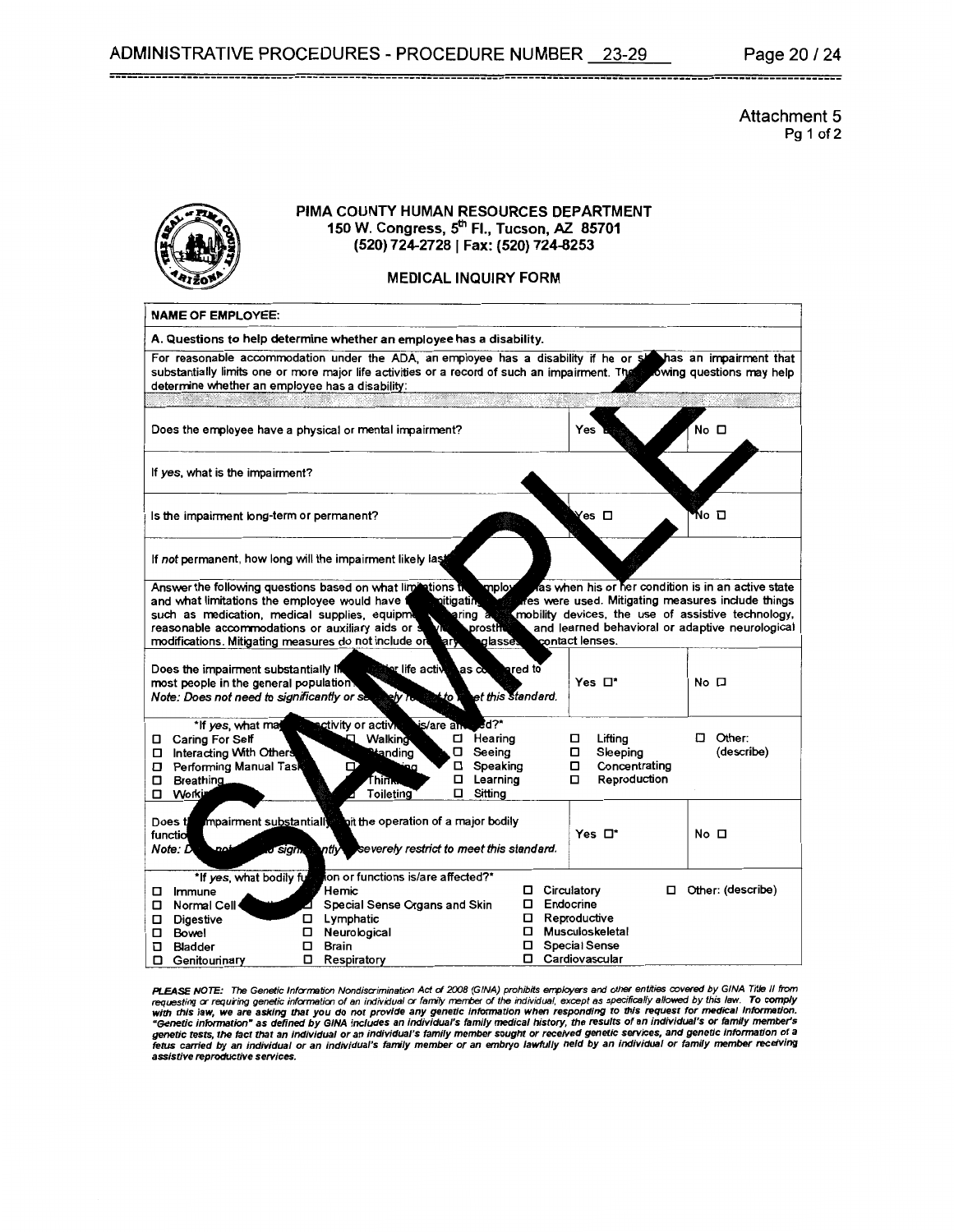Attachment 5
Pg 1 of 2

# PIMA COUNTY HUMAN RESOURCES DEPARTMENT

**150 W. Congress, 5th Fl., Tucson, AZ 85701**
**(520) 724-2728 | Fax: (520) 724-8253**

## MEDICAL INQUIRY FORM

**NAME OF EMPLOYEE:**

**A. Questions to help determine whether an employee has a disability.**

For reasonable accommodation under the ADA, an employee has a disability if he or she has an impairment that substantially limits one or more major life activities or a record of such an impairment. The following questions may help determine whether an employee has a disability:

| | | |
|---|---|---|
| Does the employee have a physical or mental impairment? | Yes ☐ | No ☐ |
| If *yes*, what is the impairment? | | |
| Is the impairment long-term or permanent? | Yes ☐ | No ☐ |
| If *not* permanent, how long will the impairment likely last? | | |

Answer the following questions based on what limitations the employee has when his or her condition is in an active state and what limitations the employee would have if no mitigating measures were used. Mitigating measures include things such as medication, medical supplies, equipment, hearing aids, mobility devices, the use of assistive technology, reasonable accommodations or auxiliary aids or services, prosthetics, and learned behavioral or adaptive neurological modifications. Mitigating measures do not include ordinary eyeglasses or contact lenses.

| | | |
|---|---|---|
| Does the impairment substantially limit a major life activity as compared to most people in the general population? *Note: Does not need to significantly or severely restrict to meet this standard.* | Yes ☐* | No ☐ |

*If *yes*, what major life activity or activities is/are affected?*

- ☐ Caring For Self
- ☐ Interacting With Others
- ☐ Performing Manual Tasks
- ☐ Breathing
- ☐ Working
- ☐ Walking
- ☐ Standing
- ☐ Eating
- ☐ Thinking
- ☐ Toileting
- ☐ Hearing
- ☐ Seeing
- ☐ Speaking
- ☐ Learning
- ☐ Sitting
- ☐ Lifting
- ☐ Sleeping
- ☐ Concentrating
- ☐ Reproduction
- ☐ Other: (describe)

| | | |
|---|---|---|
| Does the impairment substantially limit the operation of a major bodily function? *Note: Does not need to significantly or severely restrict to meet this standard.* | Yes ☐* | No ☐ |

*If *yes*, what bodily function or functions is/are affected?*

- ☐ Immune
- ☐ Normal Cell Growth
- ☐ Digestive
- ☐ Bowel
- ☐ Bladder
- ☐ Genitourinary
- ☐ Hemic
- ☐ Special Sense Organs and Skin
- ☐ Lymphatic
- ☐ Neurological
- ☐ Brain
- ☐ Respiratory
- ☐ Circulatory
- ☐ Endocrine
- ☐ Reproductive
- ☐ Musculoskeletal
- ☐ Special Sense
- ☐ Cardiovascular
- ☐ Other: (describe)

***PLEASE NOTE:** The Genetic Information Nondiscrimination Act of 2008 (GINA) prohibits employers and other entities covered by GINA Title II from requesting or requiring genetic information of an individual or family member of the individual, except as specifically allowed by this law. To comply with this law, we are asking that you do not provide any genetic information when responding to this request for medical information. "Genetic information" as defined by GINA includes an individual's family medical history, the results of an individual's or family member's genetic tests, the fact that an individual or an individual's family member sought or received genetic services, and genetic information of a fetus carried by an individual or an individual's family member or an embryo lawfully held by an individual or family member receiving assistive reproductive services.*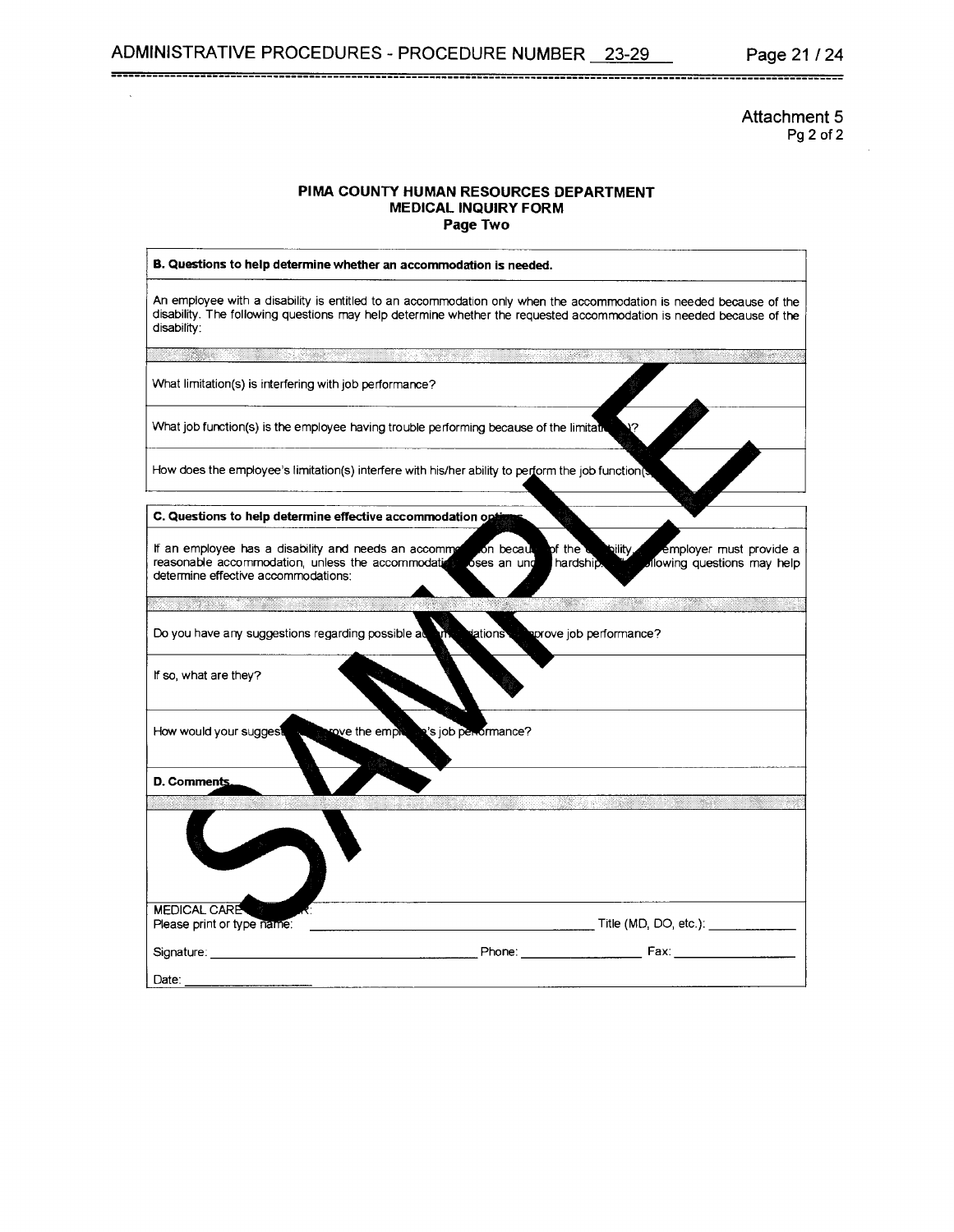Attachment 5
Pg 2 of 2

### PIMA COUNTY HUMAN RESOURCES DEPARTMENT
### MEDICAL INQUIRY FORM
### Page Two

**B. Questions to help determine whether an accommodation is needed.**

An employee with a disability is entitled to an accommodation only when the accommodation is needed because of the disability. The following questions may help determine whether the requested accommodation is needed because of the disability:

What limitation(s) is interfering with job performance?

What job function(s) is the employee having trouble performing because of the limitation(s)?

How does the employee's limitation(s) interfere with his/her ability to perform the job function(s)?

**C. Questions to help determine effective accommodation options.**

If an employee has a disability and needs an accommodation because of the disability, the employer must provide a reasonable accommodation, unless the accommodation poses an undue hardship. The following questions may help determine effective accommodations:

Do you have any suggestions regarding possible accommodations to improve job performance?

If so, what are they?

How would your suggestions improve the employee's job performance?

**D. Comments.**

MEDICAL CARE PROVIDER:
Please print or type name: ______________________ Title (MD, DO, etc.): ____________

Signature: ______________________ Phone: ______________ Fax: ______________

Date: ______________

SAMPLE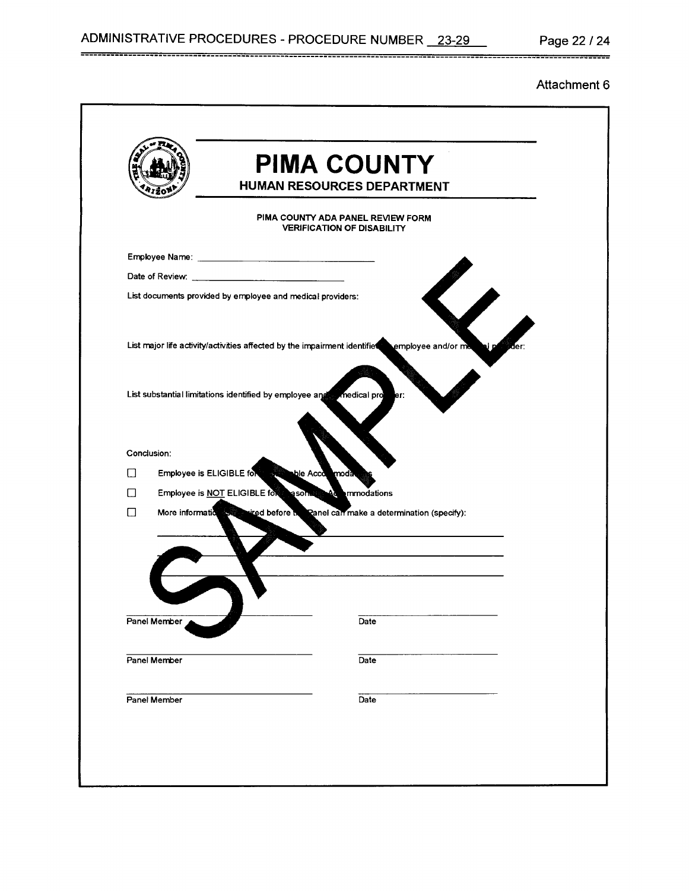Attachment 6

# PIMA COUNTY

## HUMAN RESOURCES DEPARTMENT

### PIMA COUNTY ADA PANEL REVIEW FORM
### VERIFICATION OF DISABILITY

Employee Name: ______________________________

Date of Review: ___________________________

List documents provided by employee and medical providers:

List major life activity/activities affected by the impairment identified by employee and/or medical provider:

List substantial limitations identified by employee and/or medical provider:

Conclusion:

☐ Employee is ELIGIBLE for Reasonable Accommodations

☐ Employee is <u>NOT</u> ELIGIBLE for Reasonable Accommodations

☐ More information is required before the Panel can make a determination (specify):

______________________________________________

______________________________________________

______________________________________________

SAMPLE

| | |
|---|---|
| Panel Member | Date |
| Panel Member | Date |
| Panel Member | Date |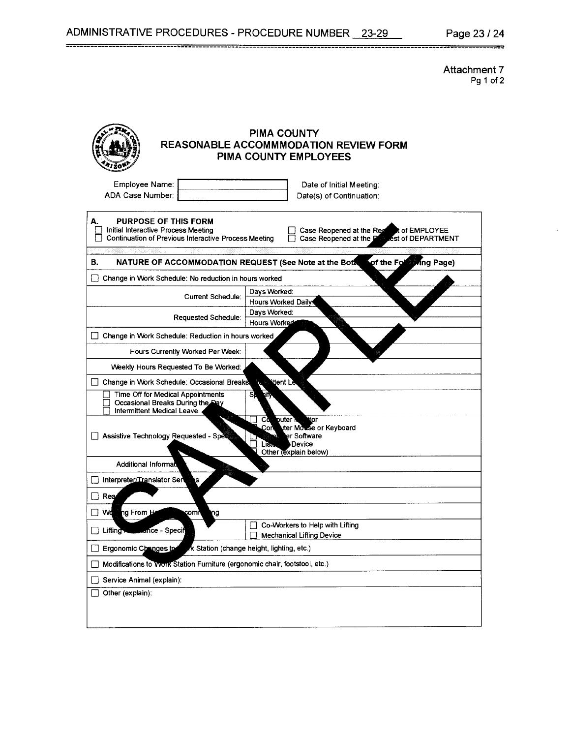Attachment 7
Pg 1 of 2

# PIMA COUNTY
## REASONABLE ACCOMMMODATION REVIEW FORM
## PIMA COUNTY EMPLOYEES

Employee Name: ____________ Date of Initial Meeting:

ADA Case Number: ____________ Date(s) of Continuation:

**A. PURPOSE OF THIS FORM**

- ☐ Initial Interactive Process Meeting
- ☐ Continuation of Previous Interactive Process Meeting
- ☐ Case Reopened at the Request of EMPLOYEE
- ☐ Case Reopened at the Request of DEPARTMENT

**B. NATURE OF ACCOMMODATION REQUEST (See Note at the Bottom of the Following Page)**

| | |
|---|---|
| ☐ Change in Work Schedule: No reduction in hours worked | |
| Current Schedule: | Days Worked: |
| | Hours Worked Daily: |
| Requested Schedule: | Days Worked: |
| | Hours Worked Daily: |
| ☐ Change in Work Schedule: Reduction in hours worked | |
| Hours Currently Worked Per Week: | |
| Weekly Hours Requested To Be Worked: | |
| ☐ Change in Work Schedule: Occasional Breaks/Intermittent Leave | |
| ☐ Time Off for Medical Appointments<br>☐ Occasional Breaks During the Day<br>☐ Intermittent Medical Leave | Specify: |
| ☐ Assistive Technology Requested - Specify | ☐ Computer Monitor<br>☐ Computer Mouse or Keyboard<br>☐ Computer Software<br>☐ Listening Device<br>☐ Other (explain below) |
| Additional Information: | |
| ☐ Interpreter/Translator Services | |
| ☐ Reader | |
| ☐ Working From Home/Telecommuting | |
| ☐ Lifting Assistance - Specify | ☐ Co-Workers to Help with Lifting<br>☐ Mechanical Lifting Device |
| ☐ Ergonomic Changes to Work Station (change height, lighting, etc.) | |
| ☐ Modifications to Work Station Furniture (ergonomic chair, footstool, etc.) | |
| ☐ Service Animal (explain): | |
| ☐ Other (explain): | |

SAMPLE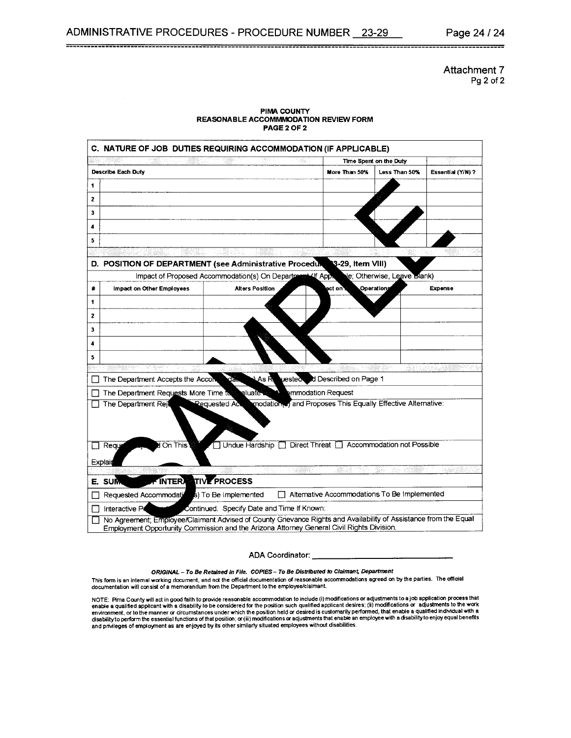Attachment 7
Pg 2 of 2

**PIMA COUNTY**
**REASONABLE ACCOMMMODATION REVIEW FORM**
**PAGE 2 OF 2**

## C. NATURE OF JOB DUTIES REQUIRING ACCOMMODATION (IF APPLICABLE)

| | | Time Spent on the Duty | | |
|---|---|---|---|---|
| | **Describe Each Duty** | **More Than 50%** | **Less Than 50%** | **Essential (Y/N) ?** |
| 1 | | | | |
| 2 | | | | |
| 3 | | | | |
| 4 | | | | |
| 5 | | | | |

## D. POSITION OF DEPARTMENT (see Administrative Procedure 23-29, Item VIII)

Impact of Proposed Accommodation(s) On Department (If Applicable; Otherwise, Leave Blank)

| # | Impact on Other Employees | Alters Position | Impact on Operations | Expense |
|---|---|---|---|---|
| 1 | | | | |
| 2 | | | | |
| 3 | | | | |
| 4 | | | | |
| 5 | | | | |

☐ The Department Accepts the Accommodation(s) As Requested and Described on Page 1

☐ The Department Requests More Time to Evaluate the Accommodation Request

☐ The Department Rejects the Requested Accommodation(s) and Proposes This Equally Effective Alternative:

☐ Request Rejected On This Basis: ☐ Undue Hardship ☐ Direct Threat ☐ Accommodation not Possible

Explain:

## E. SUMMARY OF INTERACTIVE PROCESS

☐ Requested Accommodation(s) To Be Implemented ☐ Alternative Accommodations To Be Implemented

☐ Interactive Process Continued. Specify Date and Time If Known:

☐ No Agreement; Employee/Claimant Advised of County Grievance Rights and Availability of Assistance from the Equal Employment Opportunity Commission and the Arizona Attorney General Civil Rights Division.

ADA Coordinator: ______________________________

***ORIGINAL – To Be Retained In File. COPIES – To Be Distributed to Claimant, Department***

This form is an internal working document, and not the official documentation of reasonable accommodations agreed on by the parties. The official documentation will consist of a memorandum from the Department to the employee/claimant.

NOTE: Pima County will act in good faith to provide reasonable accommodation to include (i) modifications or adjustments to a job application process that enable a qualified applicant with a disability to be considered for the position such qualified applicant desires; (ii) modifications or adjustments to the work environment, or to the manner or circumstances under which the position held or desired is customarily performed, that enable a qualified individual with a disability to perform the essential functions of that position; or (iii) modifications or adjustments that enable an employee with a disability to enjoy equal benefits and privileges of employment as are enjoyed by its other similarly situated employees without disabilities.